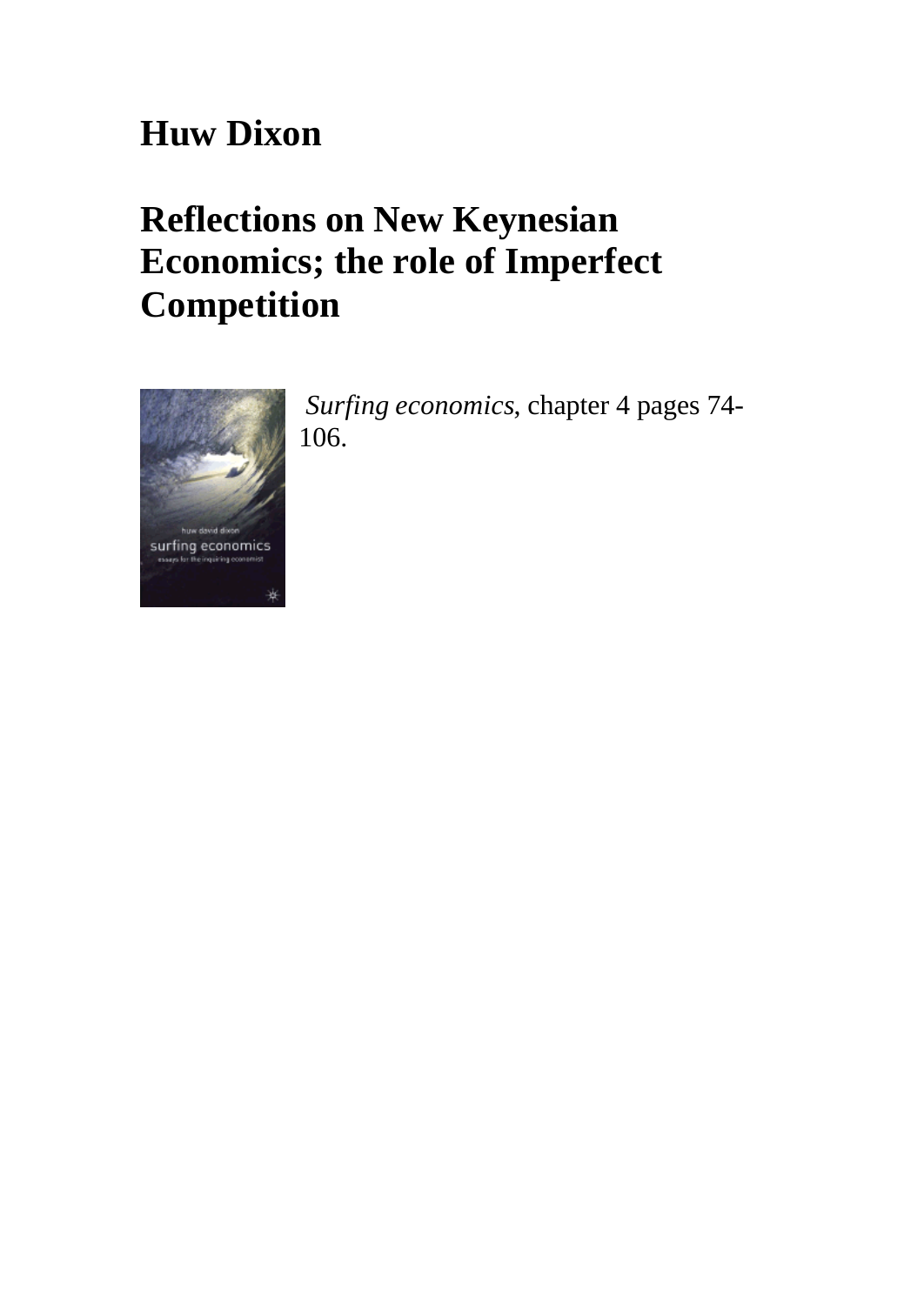# Huw Dixon

# Reflections on New Keynesian Economics; the role of Imperfect Competition

*Surfing economics*, chapter 4 pages 74-106.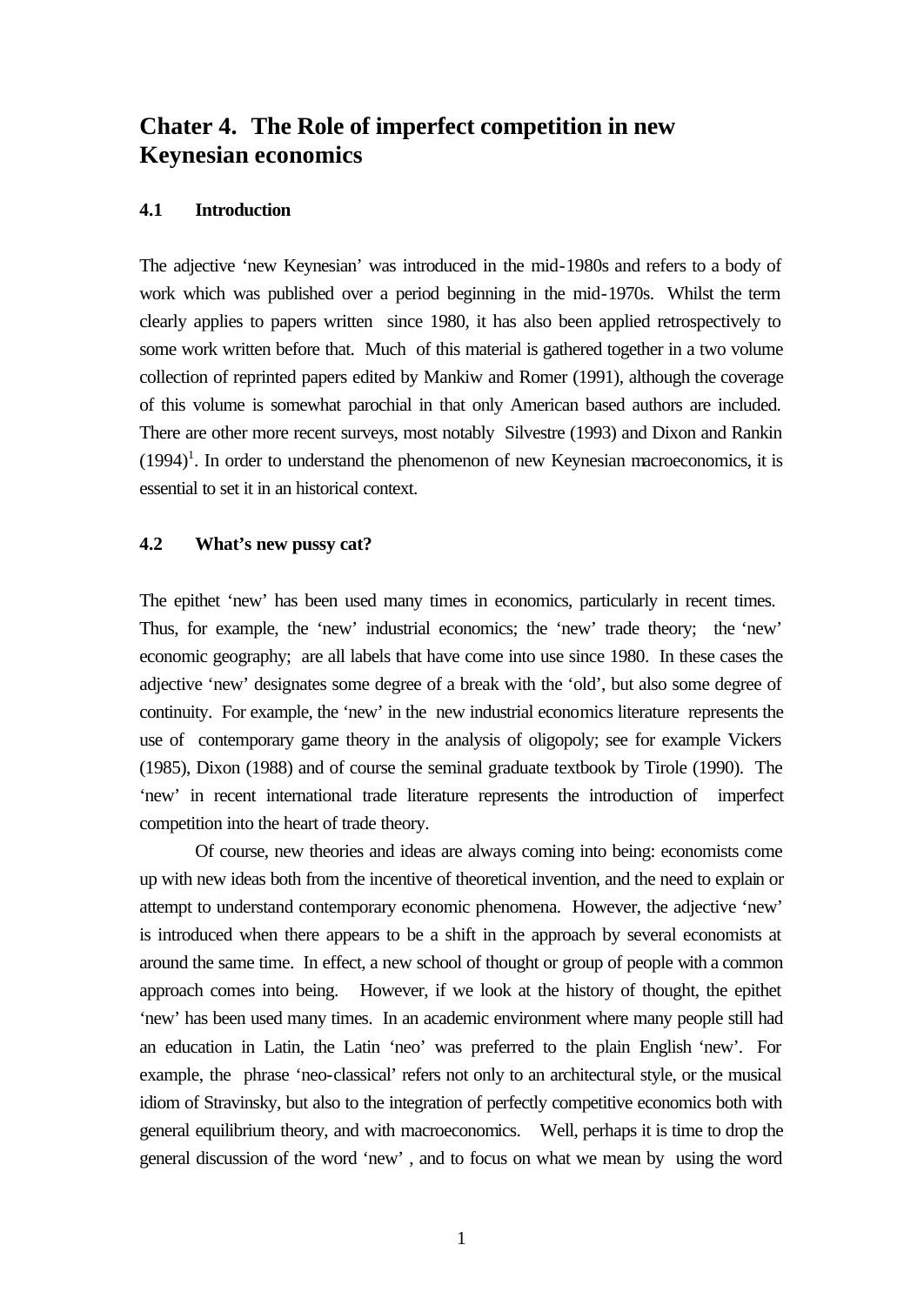# Chater 4. The Role of imperfect competition in new Keynesian economics

## 4.1 Introduction

The adjective 'new Keynesian' was introduced in the mid-1980s and refers to a body of work which was published over a period beginning in the mid-1970s. Whilst the term clearly applies to papers written since 1980, it has also been applied retrospectively to some work written before that. Much of this material is gathered together in a two volume collection of reprinted papers edited by Mankiw and Romer (1991), although the coverage of this volume is somewhat parochial in that only American based authors are included. There are other more recent surveys, most notably Silvestre (1993) and Dixon and Rankin (1994)[1]. In order to understand the phenomenon of new Keynesian macroeconomics, it is essential to set it in an historical context.

## 4.2 What's new pussy cat?

The epithet 'new' has been used many times in economics, particularly in recent times. Thus, for example, the 'new' industrial economics; the 'new' trade theory; the 'new' economic geography; are all labels that have come into use since 1980. In these cases the adjective 'new' designates some degree of a break with the 'old', but also some degree of continuity. For example, the 'new' in the new industrial economics literature represents the use of contemporary game theory in the analysis of oligopoly; see for example Vickers (1985), Dixon (1988) and of course the seminal graduate textbook by Tirole (1990). The 'new' in recent international trade literature represents the introduction of imperfect competition into the heart of trade theory.

Of course, new theories and ideas are always coming into being: economists come up with new ideas both from the incentive of theoretical invention, and the need to explain or attempt to understand contemporary economic phenomena. However, the adjective 'new' is introduced when there appears to be a shift in the approach by several economists at around the same time. In effect, a new school of thought or group of people with a common approach comes into being. However, if we look at the history of thought, the epithet 'new' has been used many times. In an academic environment where many people still had an education in Latin, the Latin 'neo' was preferred to the plain English 'new'. For example, the phrase 'neo-classical' refers not only to an architectural style, or the musical idiom of Stravinsky, but also to the integration of perfectly competitive economics both with general equilibrium theory, and with macroeconomics. Well, perhaps it is time to drop the general discussion of the word 'new' , and to focus on what we mean by using the word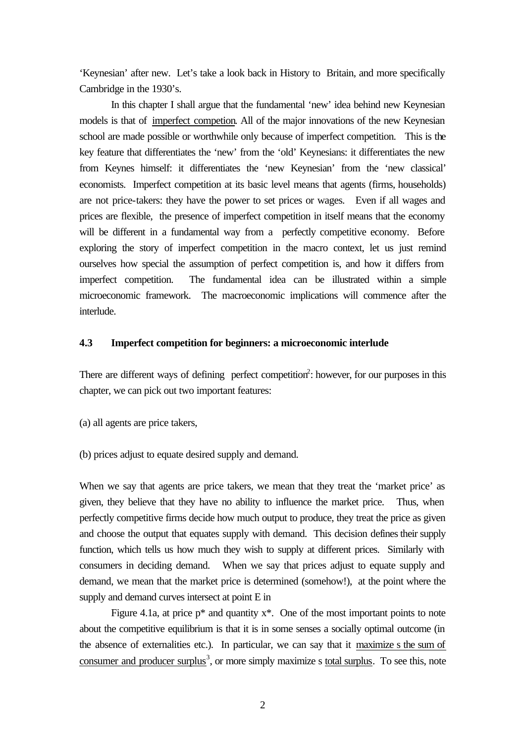‘Keynesian’ after new. Let’s take a look back in History to Britain, and more specifically Cambridge in the 1930’s.

In this chapter I shall argue that the fundamental ‘new’ idea behind new Keynesian models is that of imperfect competion. All of the major innovations of the new Keynesian school are made possible or worthwhile only because of imperfect competition. This is the key feature that differentiates the ‘new’ from the ‘old’ Keynesians: it differentiates the new from Keynes himself: it differentiates the ‘new Keynesian’ from the ‘new classical’ economists. Imperfect competition at its basic level means that agents (firms, households) are not price-takers: they have the power to set prices or wages. Even if all wages and prices are flexible, the presence of imperfect competition in itself means that the economy will be different in a fundamental way from a perfectly competitive economy. Before exploring the story of imperfect competition in the macro context, let us just remind ourselves how special the assumption of perfect competition is, and how it differs from imperfect competition. The fundamental idea can be illustrated within a simple microeconomic framework. The macroeconomic implications will commence after the interlude.

### 4.3 Imperfect competition for beginners: a microeconomic interlude

There are different ways of defining perfect competition[2]: however, for our purposes in this chapter, we can pick out two important features:

(a) all agents are price takers,

(b) prices adjust to equate desired supply and demand.

When we say that agents are price takers, we mean that they treat the ‘market price’ as given, they believe that they have no ability to influence the market price. Thus, when perfectly competitive firms decide how much output to produce, they treat the price as given and choose the output that equates supply with demand. This decision defines their supply function, which tells us how much they wish to supply at different prices. Similarly with consumers in deciding demand. When we say that prices adjust to equate supply and demand, we mean that the market price is determined (somehow!), at the point where the supply and demand curves intersect at point E in

Figure 4.1a, at price $p^*$ and quantity $x^*$. One of the most important points to note about the competitive equilibrium is that it is in some senses a socially optimal outcome (in the absence of externalities etc.). In particular, we can say that it maximize s the sum of consumer and producer surplus[3], or more simply maximize s total surplus. To see this, note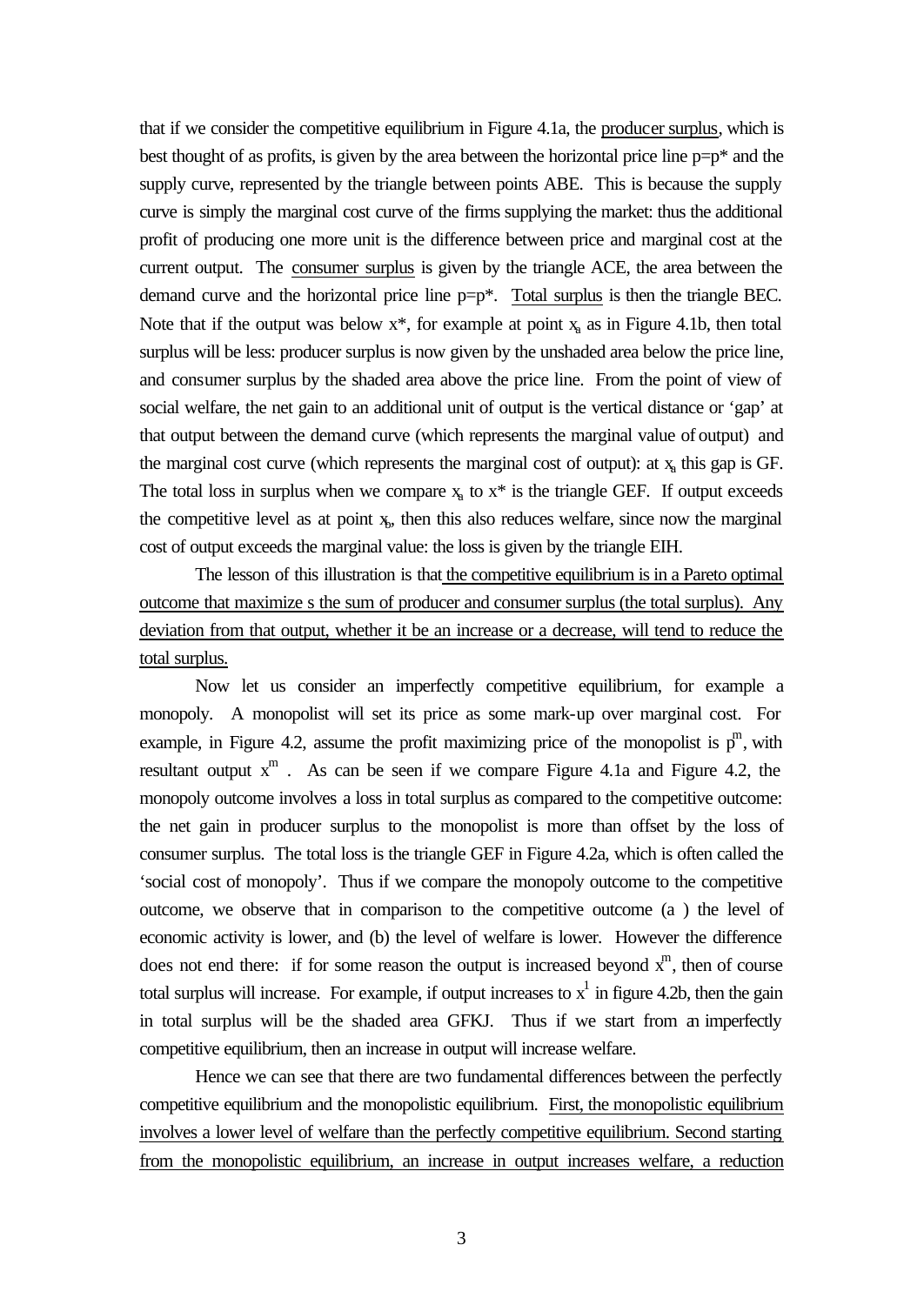that if we consider the competitive equilibrium in Figure 4.1a, the producer surplus, which is best thought of as profits, is given by the area between the horizontal price line $p=p^*$ and the supply curve, represented by the triangle between points ABE. This is because the supply curve is simply the marginal cost curve of the firms supplying the market: thus the additional profit of producing one more unit is the difference between price and marginal cost at the current output. The consumer surplus is given by the triangle ACE, the area between the demand curve and the horizontal price line $p=p^*$. Total surplus is then the triangle BEC. Note that if the output was below $x^*$, for example at point $x_a$ as in Figure 4.1b, then total surplus will be less: producer surplus is now given by the unshaded area below the price line, and consumer surplus by the shaded area above the price line. From the point of view of social welfare, the net gain to an additional unit of output is the vertical distance or 'gap' at that output between the demand curve (which represents the marginal value of output) and the marginal cost curve (which represents the marginal cost of output): at $x_a$ this gap is GF. The total loss in surplus when we compare $x_a$ to $x^*$ is the triangle GEF. If output exceeds the competitive level as at point $x_b$, then this also reduces welfare, since now the marginal cost of output exceeds the marginal value: the loss is given by the triangle EIH.

The lesson of this illustration is that the competitive equilibrium is in a Pareto optimal outcome that maximize s the sum of producer and consumer surplus (the total surplus). Any deviation from that output, whether it be an increase or a decrease, will tend to reduce the total surplus.

Now let us consider an imperfectly competitive equilibrium, for example a monopoly. A monopolist will set its price as some mark-up over marginal cost. For example, in Figure 4.2, assume the profit maximizing price of the monopolist is $p^m$, with resultant output $x^m$ . As can be seen if we compare Figure 4.1a and Figure 4.2, the monopoly outcome involves a loss in total surplus as compared to the competitive outcome: the net gain in producer surplus to the monopolist is more than offset by the loss of consumer surplus. The total loss is the triangle GEF in Figure 4.2a, which is often called the 'social cost of monopoly'. Thus if we compare the monopoly outcome to the competitive outcome, we observe that in comparison to the competitive outcome (a ) the level of economic activity is lower, and (b) the level of welfare is lower. However the difference does not end there: if for some reason the output is increased beyond $x^m$, then of course total surplus will increase. For example, if output increases to $x^1$ in figure 4.2b, then the gain in total surplus will be the shaded area GFKJ. Thus if we start from an imperfectly competitive equilibrium, then an increase in output will increase welfare.

Hence we can see that there are two fundamental differences between the perfectly competitive equilibrium and the monopolistic equilibrium. First, the monopolistic equilibrium involves a lower level of welfare than the perfectly competitive equilibrium. Second starting from the monopolistic equilibrium, an increase in output increases welfare, a reduction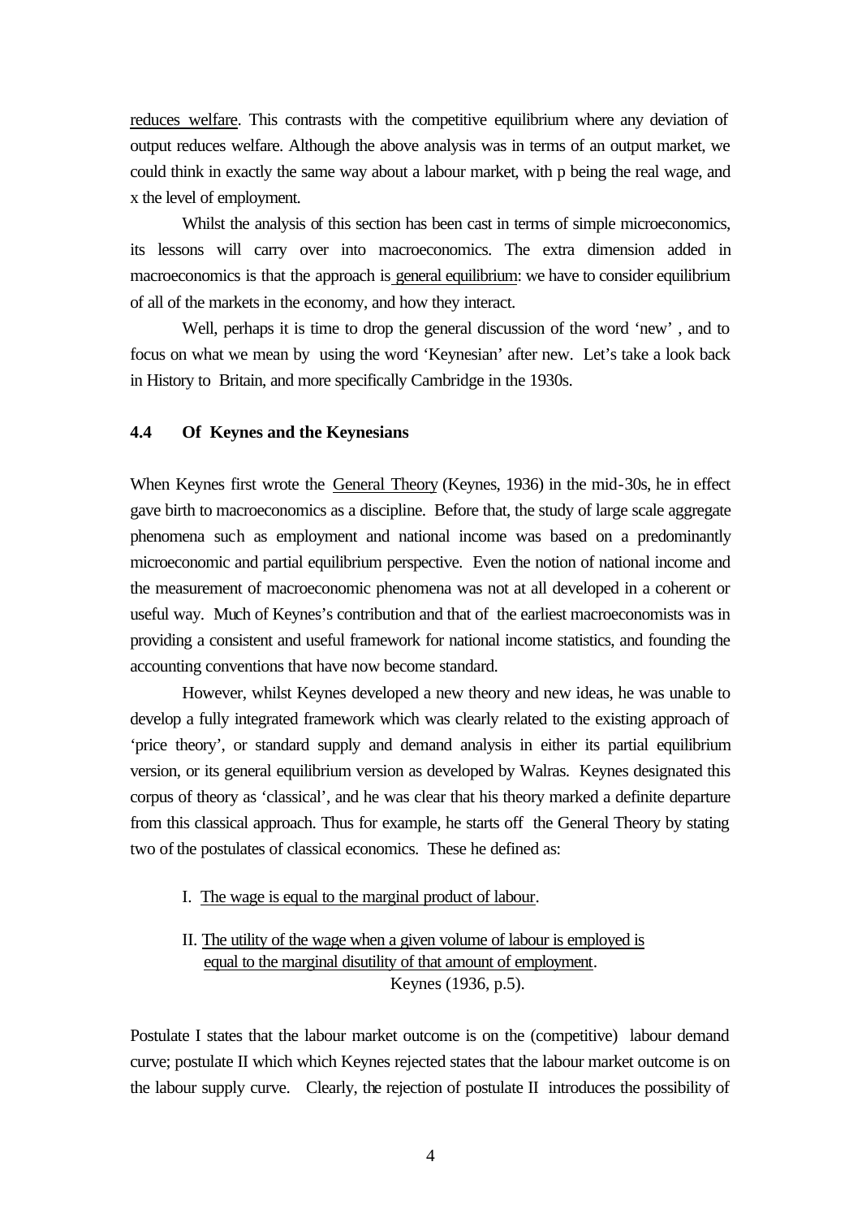reduces welfare. This contrasts with the competitive equilibrium where any deviation of output reduces welfare. Although the above analysis was in terms of an output market, we could think in exactly the same way about a labour market, with p being the real wage, and x the level of employment.

Whilst the analysis of this section has been cast in terms of simple microeconomics, its lessons will carry over into macroeconomics. The extra dimension added in macroeconomics is that the approach is general equilibrium: we have to consider equilibrium of all of the markets in the economy, and how they interact.

Well, perhaps it is time to drop the general discussion of the word 'new' , and to focus on what we mean by using the word 'Keynesian' after new. Let's take a look back in History to Britain, and more specifically Cambridge in the 1930s.

### 4.4 Of Keynes and the Keynesians

When Keynes first wrote the General Theory (Keynes, 1936) in the mid-30s, he in effect gave birth to macroeconomics as a discipline. Before that, the study of large scale aggregate phenomena such as employment and national income was based on a predominantly microeconomic and partial equilibrium perspective. Even the notion of national income and the measurement of macroeconomic phenomena was not at all developed in a coherent or useful way. Much of Keynes's contribution and that of the earliest macroeconomists was in providing a consistent and useful framework for national income statistics, and founding the accounting conventions that have now become standard.

However, whilst Keynes developed a new theory and new ideas, he was unable to develop a fully integrated framework which was clearly related to the existing approach of 'price theory', or standard supply and demand analysis in either its partial equilibrium version, or its general equilibrium version as developed by Walras. Keynes designated this corpus of theory as 'classical', and he was clear that his theory marked a definite departure from this classical approach. Thus for example, he starts off the General Theory by stating two of the postulates of classical economics. These he defined as:

I. The wage is equal to the marginal product of labour.

II. The utility of the wage when a given volume of labour is employed is equal to the marginal disutility of that amount of employment.

Keynes (1936, p.5).

Postulate I states that the labour market outcome is on the (competitive) labour demand curve; postulate II which which Keynes rejected states that the labour market outcome is on the labour supply curve. Clearly, the rejection of postulate II introduces the possibility of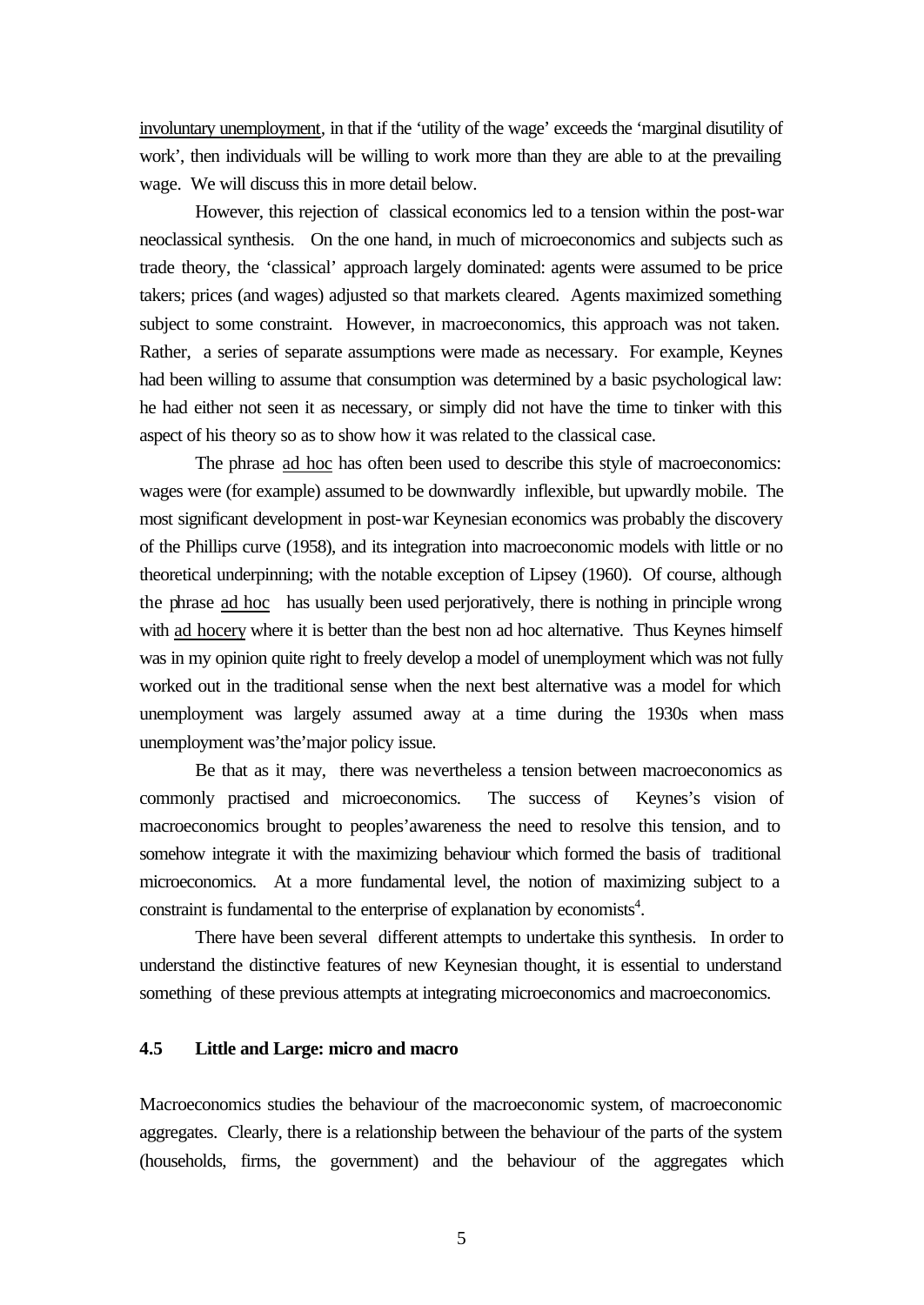involuntary unemployment, in that if the 'utility of the wage' exceeds the 'marginal disutility of work', then individuals will be willing to work more than they are able to at the prevailing wage. We will discuss this in more detail below.

However, this rejection of classical economics led to a tension within the post-war neoclassical synthesis. On the one hand, in much of microeconomics and subjects such as trade theory, the 'classical' approach largely dominated: agents were assumed to be price takers; prices (and wages) adjusted so that markets cleared. Agents maximized something subject to some constraint. However, in macroeconomics, this approach was not taken. Rather, a series of separate assumptions were made as necessary. For example, Keynes had been willing to assume that consumption was determined by a basic psychological law: he had either not seen it as necessary, or simply did not have the time to tinker with this aspect of his theory so as to show how it was related to the classical case.

The phrase ad hoc has often been used to describe this style of macroeconomics: wages were (for example) assumed to be downwardly inflexible, but upwardly mobile. The most significant development in post-war Keynesian economics was probably the discovery of the Phillips curve (1958), and its integration into macroeconomic models with little or no theoretical underpinning; with the notable exception of Lipsey (1960). Of course, although the phrase ad hoc has usually been used perjoratively, there is nothing in principle wrong with ad hocery where it is better than the best non ad hoc alternative. Thus Keynes himself was in my opinion quite right to freely develop a model of unemployment which was not fully worked out in the traditional sense when the next best alternative was a model for which unemployment was largely assumed away at a time during the 1930s when mass unemployment was'the'major policy issue.

Be that as it may, there was nevertheless a tension between macroeconomics as commonly practised and microeconomics. The success of Keynes's vision of macroeconomics brought to peoples'awareness the need to resolve this tension, and to somehow integrate it with the maximizing behaviour which formed the basis of traditional microeconomics. At a more fundamental level, the notion of maximizing subject to a constraint is fundamental to the enterprise of explanation by economists[4].

There have been several different attempts to undertake this synthesis. In order to understand the distinctive features of new Keynesian thought, it is essential to understand something of these previous attempts at integrating microeconomics and macroeconomics.

### 4.5 Little and Large: micro and macro

Macroeconomics studies the behaviour of the macroeconomic system, of macroeconomic aggregates. Clearly, there is a relationship between the behaviour of the parts of the system (households, firms, the government) and the behaviour of the aggregates which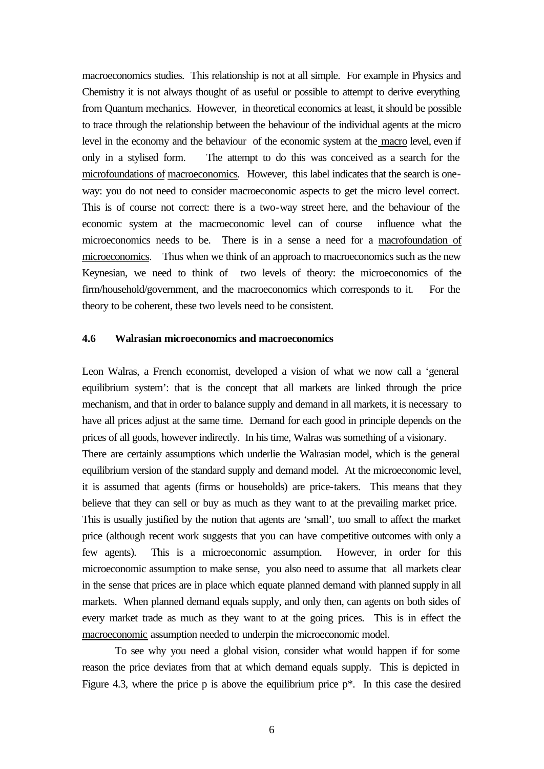macroeconomics studies. This relationship is not at all simple. For example in Physics and Chemistry it is not always thought of as useful or possible to attempt to derive everything from Quantum mechanics. However, in theoretical economics at least, it should be possible to trace through the relationship between the behaviour of the individual agents at the micro level in the economy and the behaviour of the economic system at the macro level, even if only in a stylised form. The attempt to do this was conceived as a search for the microfoundations of macroeconomics. However, this label indicates that the search is one-way: you do not need to consider macroeconomic aspects to get the micro level correct. This is of course not correct: there is a two-way street here, and the behaviour of the economic system at the macroeconomic level can of course influence what the microeconomics needs to be. There is in a sense a need for a macrofoundation of microeconomics. Thus when we think of an approach to macroeconomics such as the new Keynesian, we need to think of two levels of theory: the microeconomics of the firm/household/government, and the macroeconomics which corresponds to it. For the theory to be coherent, these two levels need to be consistent.

### 4.6 Walrasian microeconomics and macroeconomics

Leon Walras, a French economist, developed a vision of what we now call a 'general equilibrium system': that is the concept that all markets are linked through the price mechanism, and that in order to balance supply and demand in all markets, it is necessary to have all prices adjust at the same time. Demand for each good in principle depends on the prices of all goods, however indirectly. In his time, Walras was something of a visionary. There are certainly assumptions which underlie the Walrasian model, which is the general equilibrium version of the standard supply and demand model. At the microeconomic level, it is assumed that agents (firms or households) are price-takers. This means that they believe that they can sell or buy as much as they want to at the prevailing market price. This is usually justified by the notion that agents are 'small', too small to affect the market price (although recent work suggests that you can have competitive outcomes with only a few agents). This is a microeconomic assumption. However, in order for this microeconomic assumption to make sense, you also need to assume that all markets clear in the sense that prices are in place which equate planned demand with planned supply in all markets. When planned demand equals supply, and only then, can agents on both sides of every market trade as much as they want to at the going prices. This is in effect the macroeconomic assumption needed to underpin the microeconomic model.

To see why you need a global vision, consider what would happen if for some reason the price deviates from that at which demand equals supply. This is depicted in Figure 4.3, where the price p is above the equilibrium price p*. In this case the desired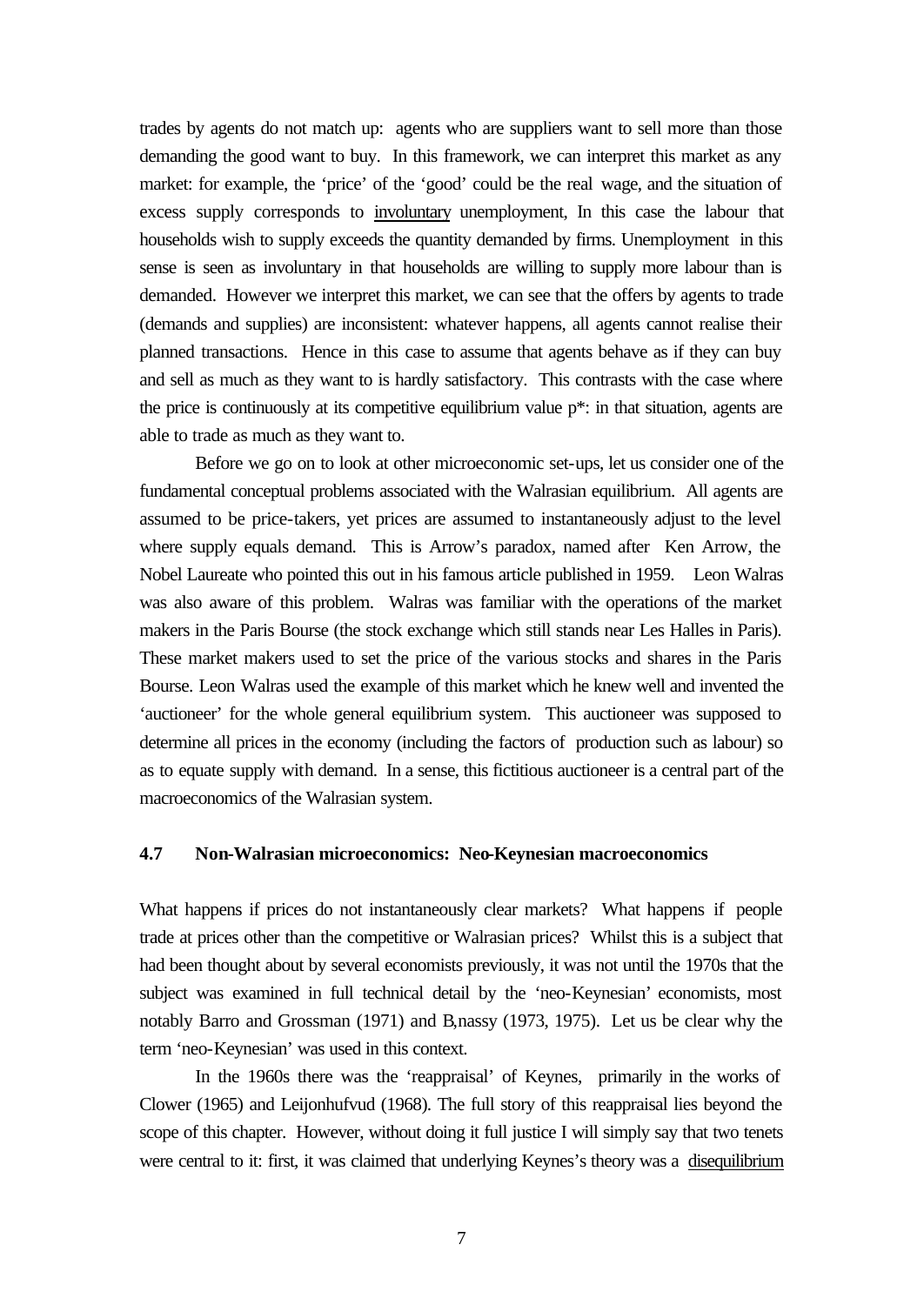trades by agents do not match up: agents who are suppliers want to sell more than those demanding the good want to buy. In this framework, we can interpret this market as any market: for example, the 'price' of the 'good' could be the real wage, and the situation of excess supply corresponds to involuntary unemployment, In this case the labour that households wish to supply exceeds the quantity demanded by firms. Unemployment in this sense is seen as involuntary in that households are willing to supply more labour than is demanded. However we interpret this market, we can see that the offers by agents to trade (demands and supplies) are inconsistent: whatever happens, all agents cannot realise their planned transactions. Hence in this case to assume that agents behave as if they can buy and sell as much as they want to is hardly satisfactory. This contrasts with the case where the price is continuously at its competitive equilibrium value p*: in that situation, agents are able to trade as much as they want to.

Before we go on to look at other microeconomic set-ups, let us consider one of the fundamental conceptual problems associated with the Walrasian equilibrium. All agents are assumed to be price-takers, yet prices are assumed to instantaneously adjust to the level where supply equals demand. This is Arrow's paradox, named after Ken Arrow, the Nobel Laureate who pointed this out in his famous article published in 1959. Leon Walras was also aware of this problem. Walras was familiar with the operations of the market makers in the Paris Bourse (the stock exchange which still stands near Les Halles in Paris). These market makers used to set the price of the various stocks and shares in the Paris Bourse. Leon Walras used the example of this market which he knew well and invented the 'auctioneer' for the whole general equilibrium system. This auctioneer was supposed to determine all prices in the economy (including the factors of production such as labour) so as to equate supply with demand. In a sense, this fictitious auctioneer is a central part of the macroeconomics of the Walrasian system.

### 4.7 Non-Walrasian microeconomics: Neo-Keynesian macroeconomics

What happens if prices do not instantaneously clear markets? What happens if people trade at prices other than the competitive or Walrasian prices? Whilst this is a subject that had been thought about by several economists previously, it was not until the 1970s that the subject was examined in full technical detail by the 'neo-Keynesian' economists, most notably Barro and Grossman (1971) and B‚nassy (1973, 1975). Let us be clear why the term 'neo-Keynesian' was used in this context.

In the 1960s there was the 'reappraisal' of Keynes, primarily in the works of Clower (1965) and Leijonhufvud (1968). The full story of this reappraisal lies beyond the scope of this chapter. However, without doing it full justice I will simply say that two tenets were central to it: first, it was claimed that underlying Keynes's theory was a disequilibrium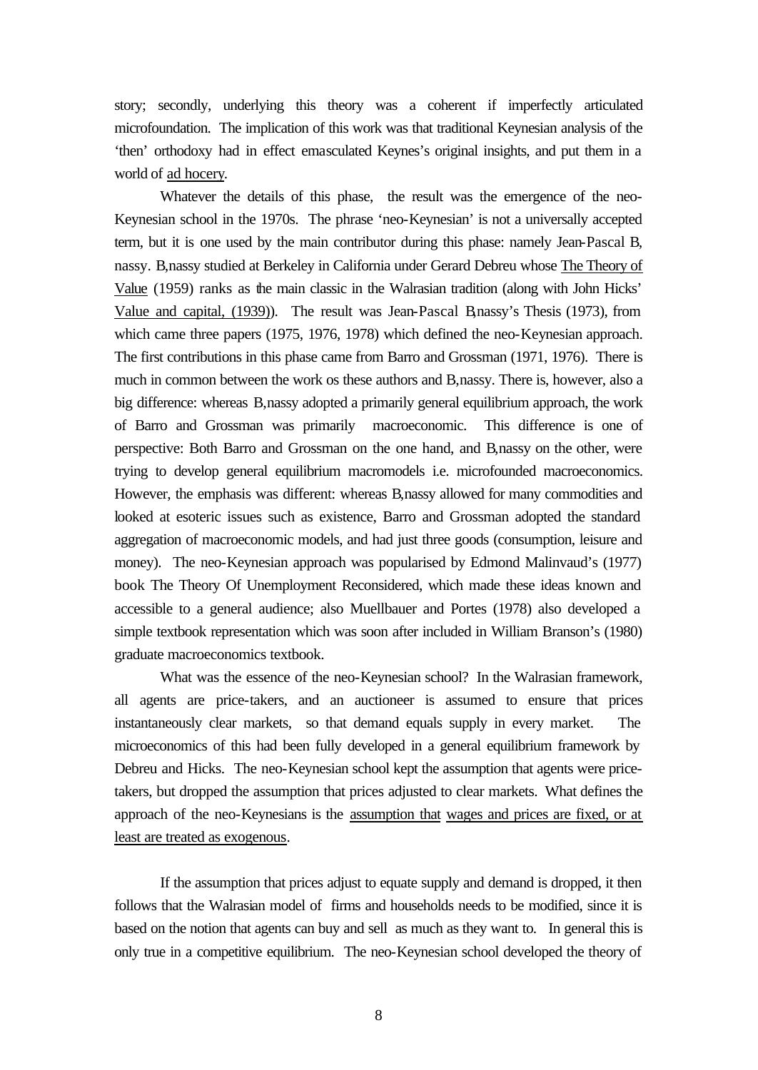story; secondly, underlying this theory was a coherent if imperfectly articulated microfoundation. The implication of this work was that traditional Keynesian analysis of the 'then' orthodoxy had in effect emasculated Keynes's original insights, and put them in a world of ad hocery.

Whatever the details of this phase, the result was the emergence of the neo-Keynesian school in the 1970s. The phrase 'neo-Keynesian' is not a universally accepted term, but it is one used by the main contributor during this phase: namely Jean-Pascal B‚nassy. B‚nassy studied at Berkeley in California under Gerard Debreu whose The Theory of Value (1959) ranks as the main classic in the Walrasian tradition (along with John Hicks' Value and capital, (1939)). The result was Jean-Pascal B‚nassy's Thesis (1973), from which came three papers (1975, 1976, 1978) which defined the neo-Keynesian approach. The first contributions in this phase came from Barro and Grossman (1971, 1976). There is much in common between the work os these authors and B‚nassy. There is, however, also a big difference: whereas B‚nassy adopted a primarily general equilibrium approach, the work of Barro and Grossman was primarily macroeconomic. This difference is one of perspective: Both Barro and Grossman on the one hand, and B‚nassy on the other, were trying to develop general equilibrium macromodels i.e. microfounded macroeconomics. However, the emphasis was different: whereas B‚nassy allowed for many commodities and looked at esoteric issues such as existence, Barro and Grossman adopted the standard aggregation of macroeconomic models, and had just three goods (consumption, leisure and money). The neo-Keynesian approach was popularised by Edmond Malinvaud's (1977) book The Theory Of Unemployment Reconsidered, which made these ideas known and accessible to a general audience; also Muellbauer and Portes (1978) also developed a simple textbook representation which was soon after included in William Branson's (1980) graduate macroeconomics textbook.

What was the essence of the neo-Keynesian school? In the Walrasian framework, all agents are price-takers, and an auctioneer is assumed to ensure that prices instantaneously clear markets, so that demand equals supply in every market. The microeconomics of this had been fully developed in a general equilibrium framework by Debreu and Hicks. The neo-Keynesian school kept the assumption that agents were price-takers, but dropped the assumption that prices adjusted to clear markets. What defines the approach of the neo-Keynesians is the assumption that wages and prices are fixed, or at least are treated as exogenous.

If the assumption that prices adjust to equate supply and demand is dropped, it then follows that the Walrasian model of firms and households needs to be modified, since it is based on the notion that agents can buy and sell as much as they want to. In general this is only true in a competitive equilibrium. The neo-Keynesian school developed the theory of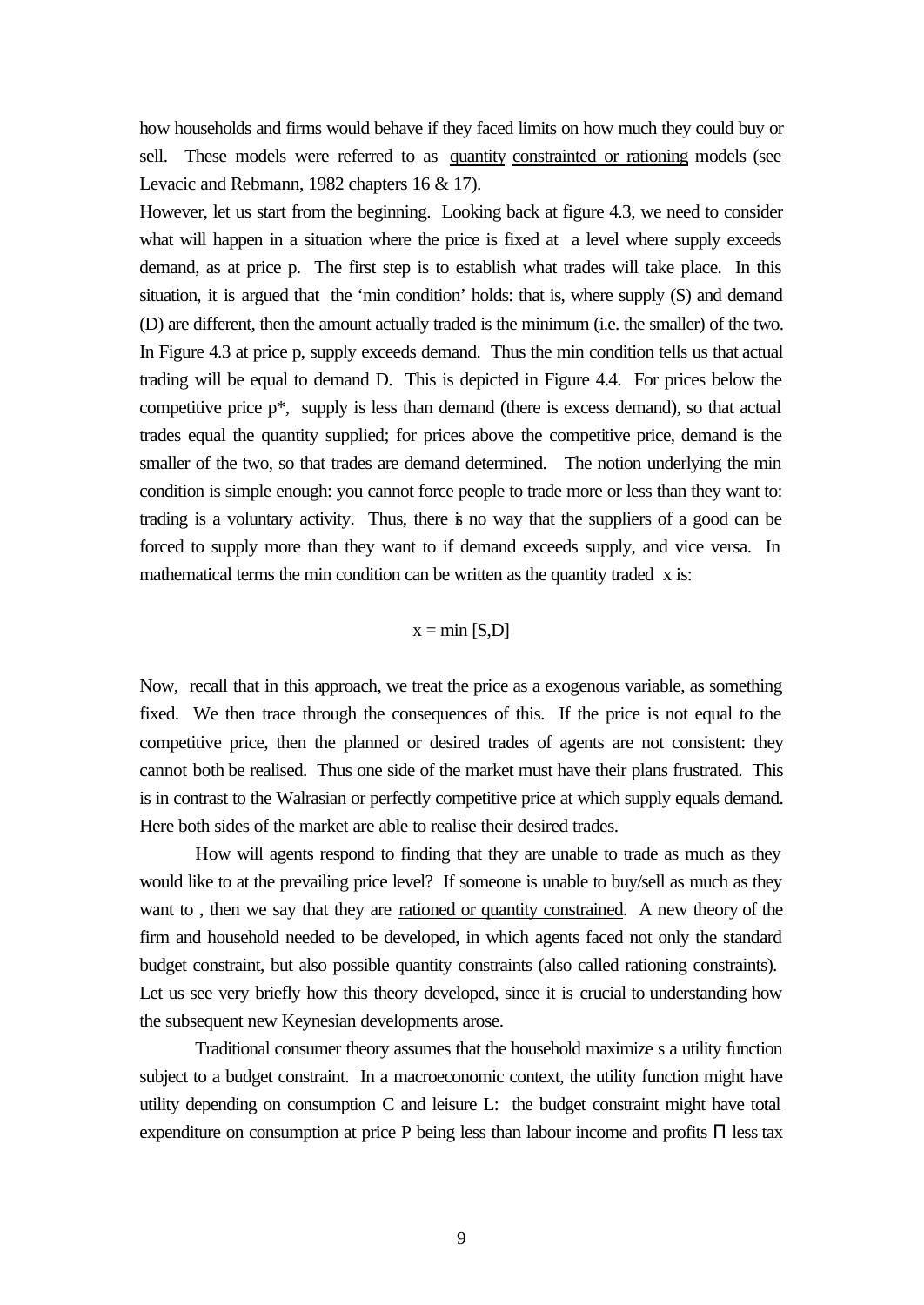how households and firms would behave if they faced limits on how much they could buy or sell. These models were referred to as quantity constrainted or rationing models (see Levacic and Rebmann, 1982 chapters 16 & 17).

However, let us start from the beginning. Looking back at figure 4.3, we need to consider what will happen in a situation where the price is fixed at a level where supply exceeds demand, as at price p. The first step is to establish what trades will take place. In this situation, it is argued that the 'min condition' holds: that is, where supply (S) and demand (D) are different, then the amount actually traded is the minimum (i.e. the smaller) of the two. In Figure 4.3 at price p, supply exceeds demand. Thus the min condition tells us that actual trading will be equal to demand D. This is depicted in Figure 4.4. For prices below the competitive price p*, supply is less than demand (there is excess demand), so that actual trades equal the quantity supplied; for prices above the competitive price, demand is the smaller of the two, so that trades are demand determined. The notion underlying the min condition is simple enough: you cannot force people to trade more or less than they want to: trading is a voluntary activity. Thus, there is no way that the suppliers of a good can be forced to supply more than they want to if demand exceeds supply, and vice versa. In mathematical terms the min condition can be written as the quantity traded x is:

$$x = \min [S,D]$$

Now, recall that in this approach, we treat the price as a exogenous variable, as something fixed. We then trace through the consequences of this. If the price is not equal to the competitive price, then the planned or desired trades of agents are not consistent: they cannot both be realised. Thus one side of the market must have their plans frustrated. This is in contrast to the Walrasian or perfectly competitive price at which supply equals demand. Here both sides of the market are able to realise their desired trades.

How will agents respond to finding that they are unable to trade as much as they would like to at the prevailing price level? If someone is unable to buy/sell as much as they want to , then we say that they are rationed or quantity constrained. A new theory of the firm and household needed to be developed, in which agents faced not only the standard budget constraint, but also possible quantity constraints (also called rationing constraints). Let us see very briefly how this theory developed, since it is crucial to understanding how the subsequent new Keynesian developments arose.

Traditional consumer theory assumes that the household maximize s a utility function subject to a budget constraint. In a macroeconomic context, the utility function might have utility depending on consumption C and leisure L: the budget constraint might have total expenditure on consumption at price P being less than labour income and profits $\Pi$ less tax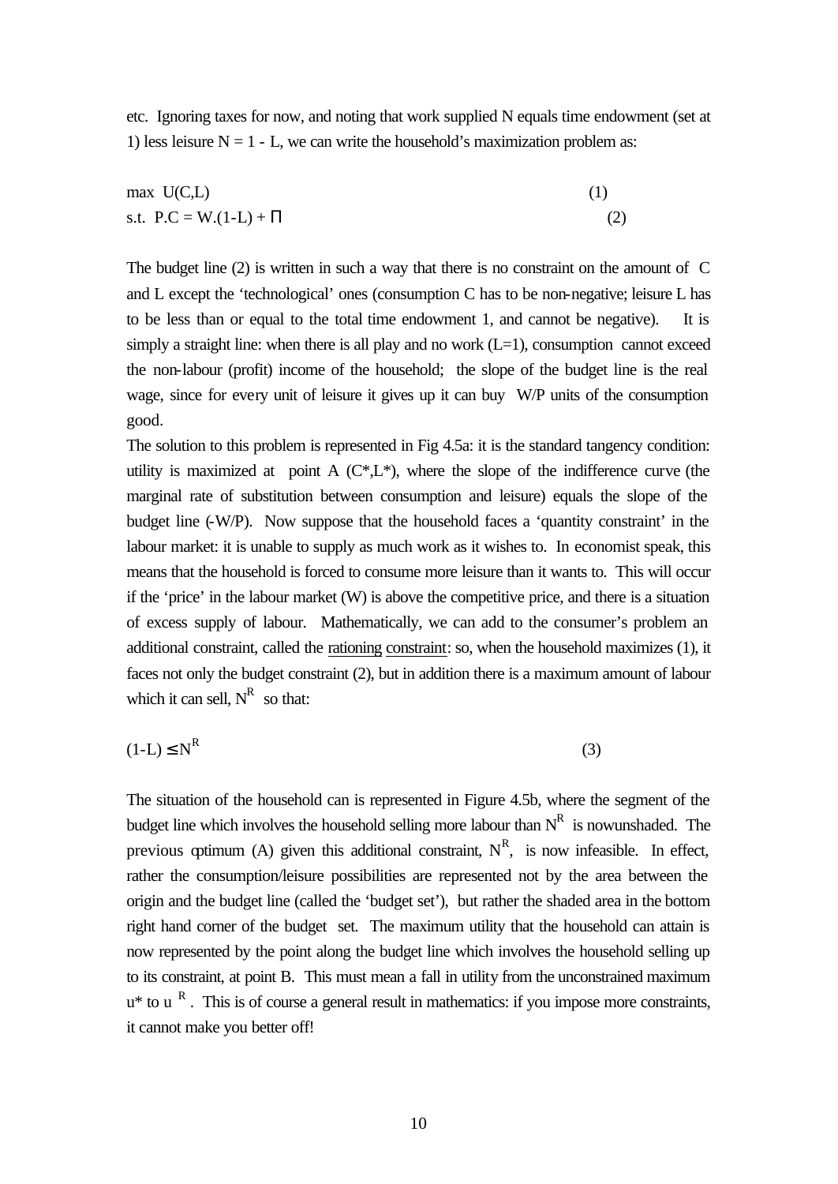etc. Ignoring taxes for now, and noting that work supplied N equals time endowment (set at 1) less leisure $N = 1 - L$, we can write the household's maximization problem as:

$$\max \; U(C,L) \qquad (1)$$

$$\text{s.t.} \;\; P.C = W.(1-L) + \Pi \qquad (2)$$

The budget line (2) is written in such a way that there is no constraint on the amount of C and L except the 'technological' ones (consumption C has to be non-negative; leisure L has to be less than or equal to the total time endowment 1, and cannot be negative). It is simply a straight line: when there is all play and no work ($L=1$), consumption cannot exceed the non-labour (profit) income of the household; the slope of the budget line is the real wage, since for every unit of leisure it gives up it can buy W/P units of the consumption good.

The solution to this problem is represented in Fig 4.5a: it is the standard tangency condition: utility is maximized at point A ($C^*$,$L^*$), where the slope of the indifference curve (the marginal rate of substitution between consumption and leisure) equals the slope of the budget line (-W/P). Now suppose that the household faces a 'quantity constraint' in the labour market: it is unable to supply as much work as it wishes to. In economist speak, this means that the household is forced to consume more leisure than it wants to. This will occur if the 'price' in the labour market (W) is above the competitive price, and there is a situation of excess supply of labour. Mathematically, we can add to the consumer's problem an additional constraint, called the rationing constraint: so, when the household maximizes (1), it faces not only the budget constraint (2), but in addition there is a maximum amount of labour which it can sell, $N^R$ so that:

$$(1-L) \leq N^R \qquad (3)$$

The situation of the household can is represented in Figure 4.5b, where the segment of the budget line which involves the household selling more labour than $N^R$ is nowunshaded. The previous optimum (A) given this additional constraint, $N^R$, is now infeasible. In effect, rather the consumption/leisure possibilities are represented not by the area between the origin and the budget line (called the 'budget set'), but rather the shaded area in the bottom right hand corner of the budget set. The maximum utility that the household can attain is now represented by the point along the budget line which involves the household selling up to its constraint, at point B. This must mean a fall in utility from the unconstrained maximum $u^*$ to $u^R$. This is of course a general result in mathematics: if you impose more constraints, it cannot make you better off!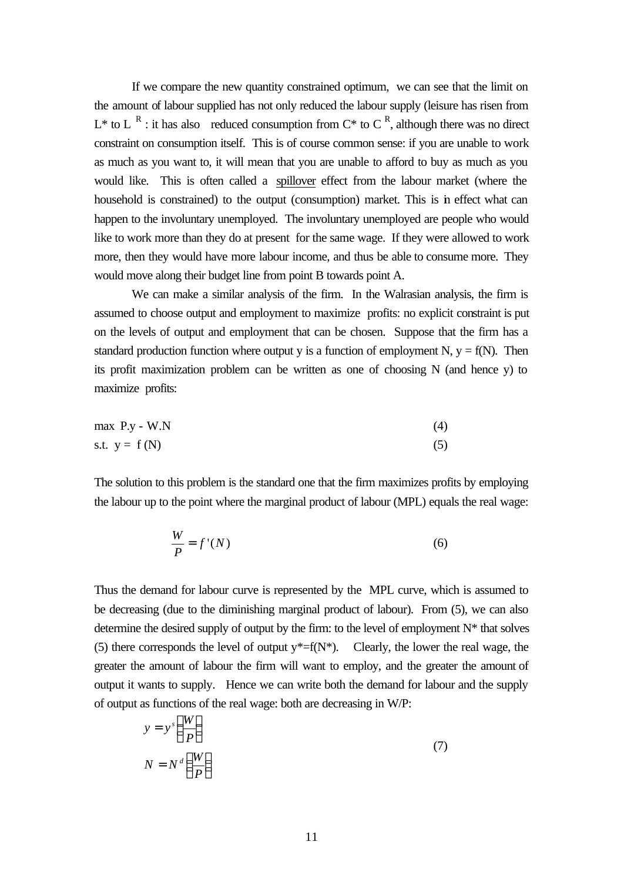If we compare the new quantity constrained optimum, we can see that the limit on the amount of labour supplied has not only reduced the labour supply (leisure has risen from $L^*$ to $L^R$ : it has also reduced consumption from $C^*$ to $C^R$, although there was no direct constraint on consumption itself. This is of course common sense: if you are unable to work as much as you want to, it will mean that you are unable to afford to buy as much as you would like. This is often called a spillover effect from the labour market (where the household is constrained) to the output (consumption) market. This is in effect what can happen to the involuntary unemployed. The involuntary unemployed are people who would like to work more than they do at present for the same wage. If they were allowed to work more, then they would have more labour income, and thus be able to consume more. They would move along their budget line from point B towards point A.

We can make a similar analysis of the firm. In the Walrasian analysis, the firm is assumed to choose output and employment to maximize profits: no explicit constraint is put on the levels of output and employment that can be chosen. Suppose that the firm has a standard production function where output y is a function of employment N, $y = f(N)$. Then its profit maximization problem can be written as one of choosing N (and hence y) to maximize profits:

$$\max \; P.y - W.N \tag{4}$$

$$\text{s.t.} \;\; y = f(N) \tag{5}$$

The solution to this problem is the standard one that the firm maximizes profits by employing the labour up to the point where the marginal product of labour (MPL) equals the real wage:

$$\frac{W}{P} = f'(N) \tag{6}$$

Thus the demand for labour curve is represented by the MPL curve, which is assumed to be decreasing (due to the diminishing marginal product of labour). From (5), we can also determine the desired supply of output by the firm: to the level of employment $N^*$ that solves (5) there corresponds the level of output $y^*=f(N^*)$. Clearly, the lower the real wage, the greater the amount of labour the firm will want to employ, and the greater the amount of output it wants to supply. Hence we can write both the demand for labour and the supply of output as functions of the real wage: both are decreasing in W/P:

$$\begin{aligned} y &= y^s\left(\frac{W}{P}\right) \\ N &= N^d\left(\frac{W}{P}\right) \end{aligned} \tag{7}$$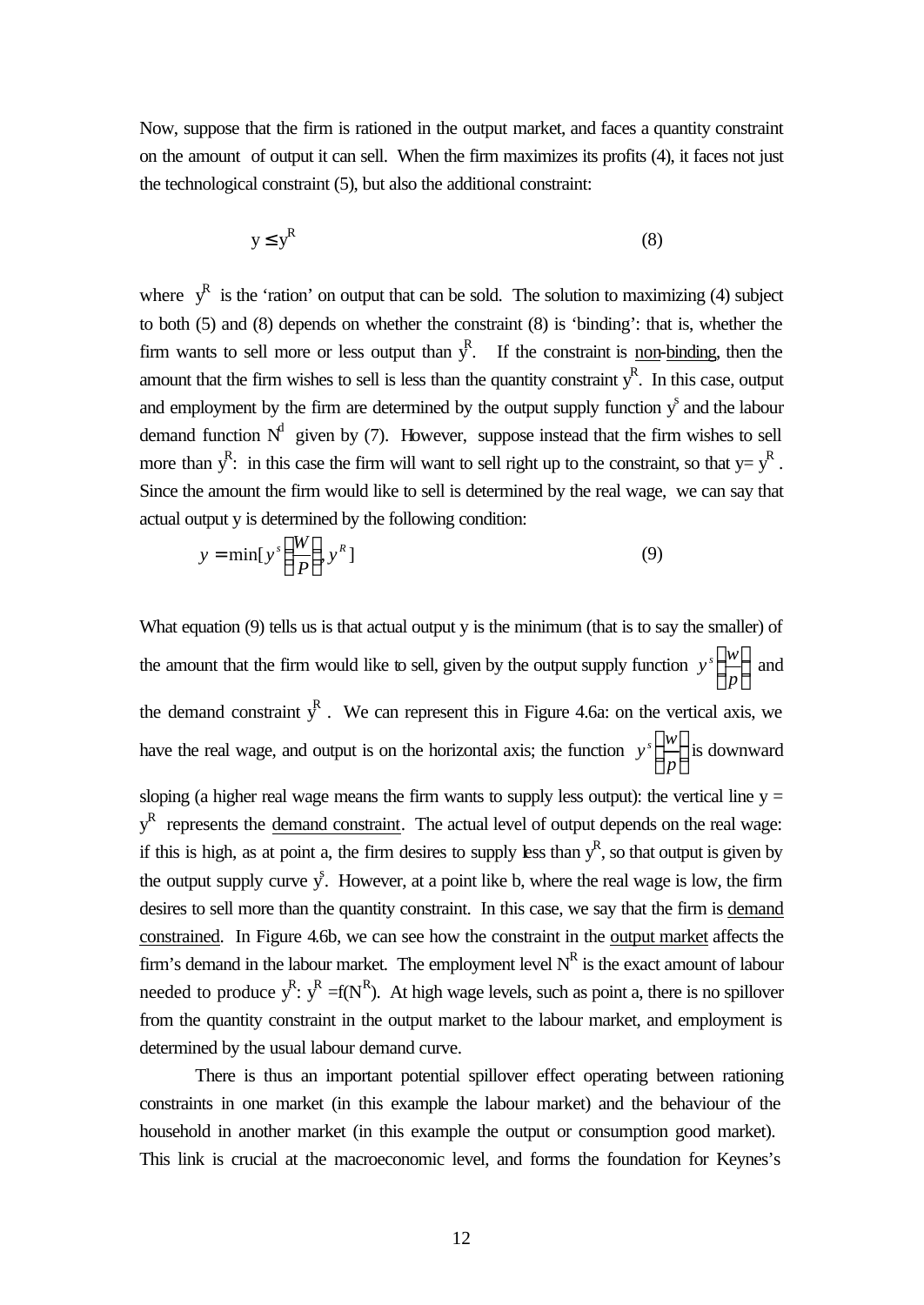Now, suppose that the firm is rationed in the output market, and faces a quantity constraint on the amount of output it can sell. When the firm maximizes its profits (4), it faces not just the technological constraint (5), but also the additional constraint:

$$y \leq y^R \tag{8}$$

where $y^R$ is the 'ration' on output that can be sold. The solution to maximizing (4) subject to both (5) and (8) depends on whether the constraint (8) is 'binding': that is, whether the firm wants to sell more or less output than $y^R$. If the constraint is <u>non-binding</u>, then the amount that the firm wishes to sell is less than the quantity constraint $y^R$. In this case, output and employment by the firm are determined by the output supply function $y^s$ and the labour demand function $N^d$ given by (7). However, suppose instead that the firm wishes to sell more than $y^R$: in this case the firm will want to sell right up to the constraint, so that $y = y^R$. Since the amount the firm would like to sell is determined by the real wage, we can say that actual output y is determined by the following condition:

$$y = \min[y^s\left(\frac{W}{P}\right), y^R] \tag{9}$$

What equation (9) tells us is that actual output y is the minimum (that is to say the smaller) of the amount that the firm would like to sell, given by the output supply function $y^s\left(\frac{w}{p}\right)$ and the demand constraint $y^R$. We can represent this in Figure 4.6a: on the vertical axis, we have the real wage, and output is on the horizontal axis; the function $y^s\left(\frac{w}{p}\right)$ is downward sloping (a higher real wage means the firm wants to supply less output): the vertical line $y = y^R$ represents the <u>demand constraint</u>. The actual level of output depends on the real wage: if this is high, as at point a, the firm desires to supply less than $y^R$, so that output is given by the output supply curve $y^s$. However, at a point like b, where the real wage is low, the firm desires to sell more than the quantity constraint. In this case, we say that the firm is <u>demand constrained</u>. In Figure 4.6b, we can see how the constraint in the <u>output market</u> affects the firm's demand in the labour market. The employment level $N^R$ is the exact amount of labour needed to produce $y^R$: $y^R = f(N^R)$. At high wage levels, such as point a, there is no spillover from the quantity constraint in the output market to the labour market, and employment is determined by the usual labour demand curve.

There is thus an important potential spillover effect operating between rationing constraints in one market (in this example the labour market) and the behaviour of the household in another market (in this example the output or consumption good market). This link is crucial at the macroeconomic level, and forms the foundation for Keynes's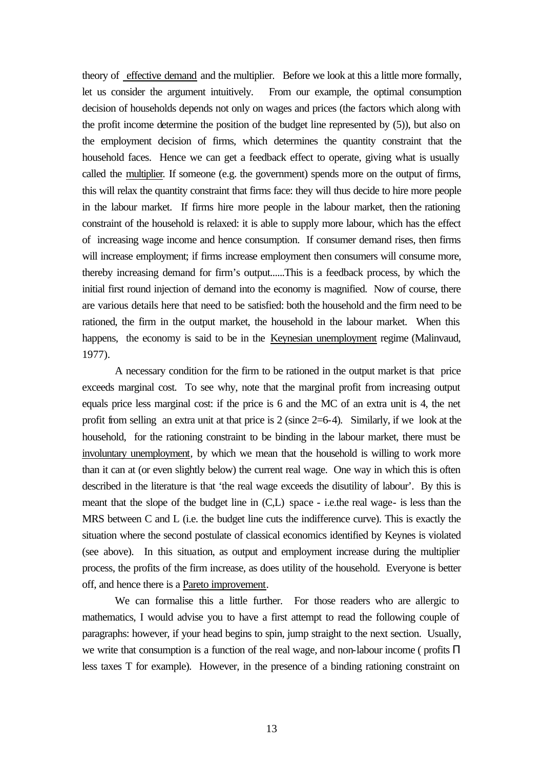theory of effective demand and the multiplier. Before we look at this a little more formally, let us consider the argument intuitively. From our example, the optimal consumption decision of households depends not only on wages and prices (the factors which along with the profit income determine the position of the budget line represented by (5)), but also on the employment decision of firms, which determines the quantity constraint that the household faces. Hence we can get a feedback effect to operate, giving what is usually called the multiplier. If someone (e.g. the government) spends more on the output of firms, this will relax the quantity constraint that firms face: they will thus decide to hire more people in the labour market. If firms hire more people in the labour market, then the rationing constraint of the household is relaxed: it is able to supply more labour, which has the effect of increasing wage income and hence consumption. If consumer demand rises, then firms will increase employment; if firms increase employment then consumers will consume more, thereby increasing demand for firm's output......This is a feedback process, by which the initial first round injection of demand into the economy is magnified. Now of course, there are various details here that need to be satisfied: both the household and the firm need to be rationed, the firm in the output market, the household in the labour market. When this happens, the economy is said to be in the Keynesian unemployment regime (Malinvaud, 1977).

A necessary condition for the firm to be rationed in the output market is that price exceeds marginal cost. To see why, note that the marginal profit from increasing output equals price less marginal cost: if the price is 6 and the MC of an extra unit is 4, the net profit from selling an extra unit at that price is 2 (since 2=6-4). Similarly, if we look at the household, for the rationing constraint to be binding in the labour market, there must be involuntary unemployment, by which we mean that the household is willing to work more than it can at (or even slightly below) the current real wage. One way in which this is often described in the literature is that 'the real wage exceeds the disutility of labour'. By this is meant that the slope of the budget line in (C,L) space - i.e.the real wage- is less than the MRS between C and L (i.e. the budget line cuts the indifference curve). This is exactly the situation where the second postulate of classical economics identified by Keynes is violated (see above). In this situation, as output and employment increase during the multiplier process, the profits of the firm increase, as does utility of the household. Everyone is better off, and hence there is a Pareto improvement.

We can formalise this a little further. For those readers who are allergic to mathematics, I would advise you to have a first attempt to read the following couple of paragraphs: however, if your head begins to spin, jump straight to the next section. Usually, we write that consumption is a function of the real wage, and non-labour income ( profits $\Pi$ less taxes T for example). However, in the presence of a binding rationing constraint on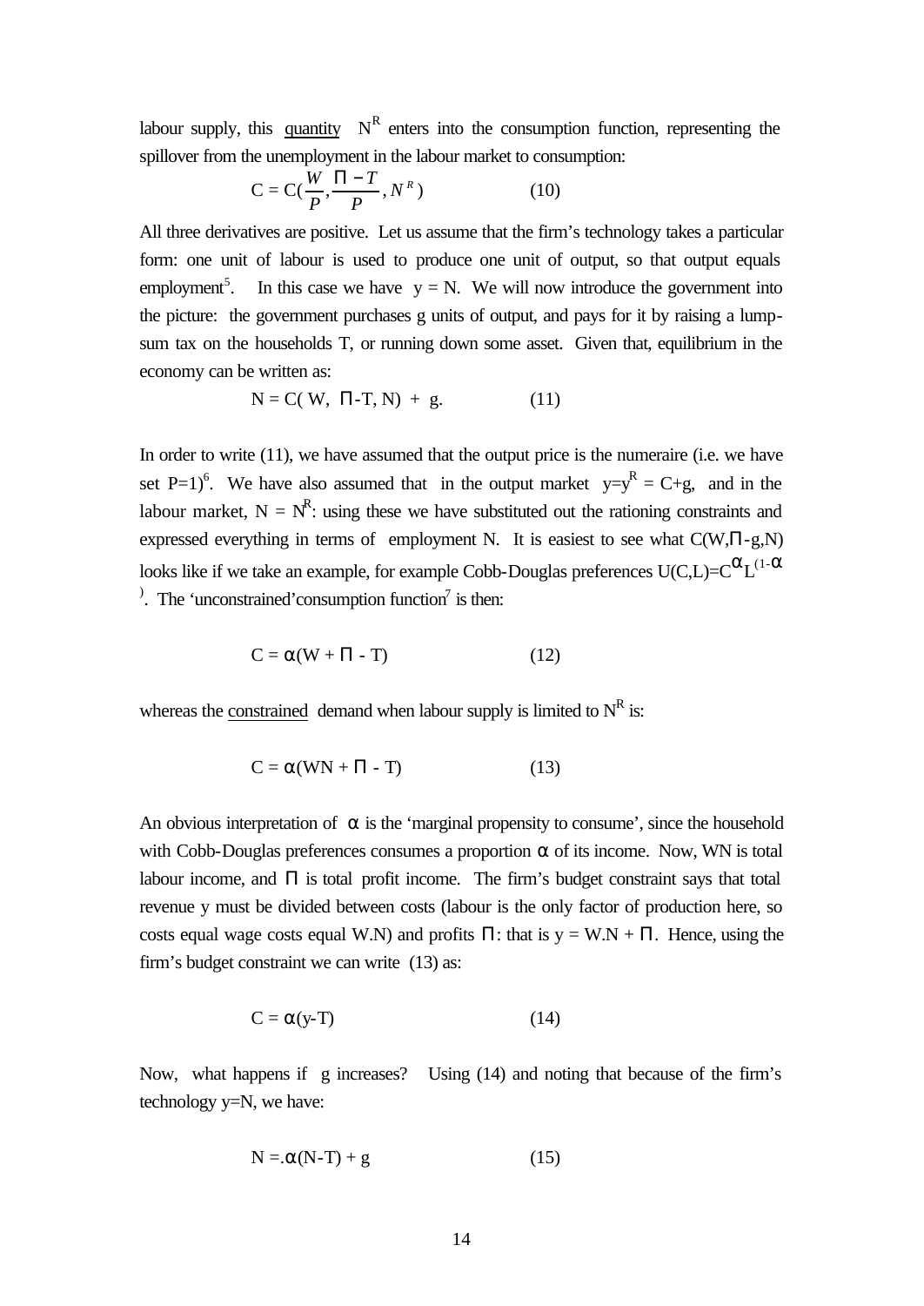labour supply, this quantity $N^R$ enters into the consumption function, representing the spillover from the unemployment in the labour market to consumption:

$$C = C(\frac{W}{P}, \frac{\Pi - T}{P}, N^R) \qquad (10)$$

All three derivatives are positive. Let us assume that the firm's technology takes a particular form: one unit of labour is used to produce one unit of output, so that output equals employment[5]. In this case we have $y = N$. We will now introduce the government into the picture: the government purchases g units of output, and pays for it by raising a lump-sum tax on the households T, or running down some asset. Given that, equilibrium in the economy can be written as:

$$N = C(W, \Pi\text{-}T, N) + g. \qquad (11)$$

In order to write (11), we have assumed that the output price is the numeraire (i.e. we have set P=1)[6]. We have also assumed that in the output market $y=y^R = C+g$, and in the labour market, $N = N^R$: using these we have substituted out the rationing constraints and expressed everything in terms of employment N. It is easiest to see what $C(W,\Pi\text{-}g,N)$ looks like if we take an example, for example Cobb-Douglas preferences $U(C,L)=C^{\alpha}L^{(1-\alpha)}$. The 'unconstrained' consumption function[7] is then:

$$C = \alpha(W + \Pi - T) \qquad (12)$$

whereas the constrained demand when labour supply is limited to $N^R$ is:

$$C = \alpha(WN + \Pi - T) \qquad (13)$$

An obvious interpretation of $\alpha$ is the 'marginal propensity to consume', since the household with Cobb-Douglas preferences consumes a proportion $\alpha$ of its income. Now, WN is total labour income, and $\Pi$ is total profit income. The firm's budget constraint says that total revenue y must be divided between costs (labour is the only factor of production here, so costs equal wage costs equal W.N) and profits $\Pi$: that is $y = W.N + \Pi$. Hence, using the firm's budget constraint we can write (13) as:

$$C = \alpha(y\text{-}T) \qquad (14)$$

Now, what happens if g increases? Using (14) and noting that because of the firm's technology y=N, we have:

$$N = \alpha(N\text{-}T) + g \qquad (15)$$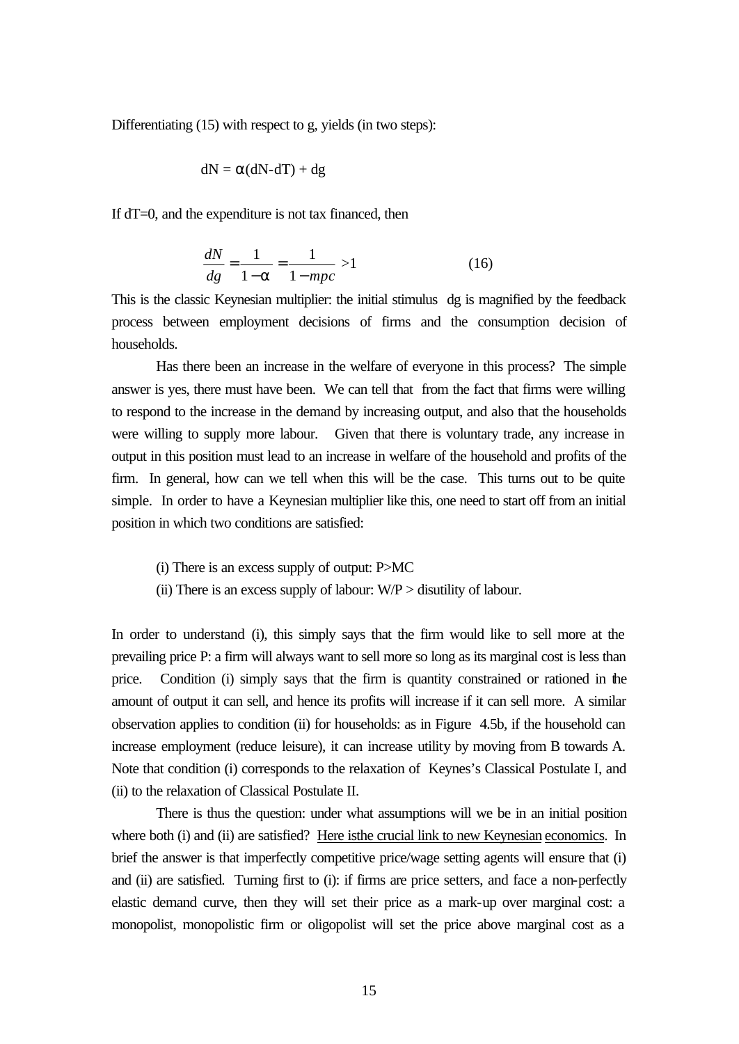Differentiating (15) with respect to g, yields (in two steps):

$$dN = \alpha(dN\text{-}dT) + dg$$

If dT=0, and the expenditure is not tax financed, then

$$\frac{dN}{dg} = \frac{1}{1-\alpha} = \frac{1}{1-mpc} > 1 \qquad (16)$$

This is the classic Keynesian multiplier: the initial stimulus dg is magnified by the feedback process between employment decisions of firms and the consumption decision of households.

Has there been an increase in the welfare of everyone in this process? The simple answer is yes, there must have been. We can tell that from the fact that firms were willing to respond to the increase in the demand by increasing output, and also that the households were willing to supply more labour. Given that there is voluntary trade, any increase in output in this position must lead to an increase in welfare of the household and profits of the firm. In general, how can we tell when this will be the case. This turns out to be quite simple. In order to have a Keynesian multiplier like this, one need to start off from an initial position in which two conditions are satisfied:

(i) There is an excess supply of output: P>MC

(ii) There is an excess supply of labour: W/P > disutility of labour.

In order to understand (i), this simply says that the firm would like to sell more at the prevailing price P: a firm will always want to sell more so long as its marginal cost is less than price. Condition (i) simply says that the firm is quantity constrained or rationed in the amount of output it can sell, and hence its profits will increase if it can sell more. A similar observation applies to condition (ii) for households: as in Figure 4.5b, if the household can increase employment (reduce leisure), it can increase utility by moving from B towards A. Note that condition (i) corresponds to the relaxation of Keynes's Classical Postulate I, and (ii) to the relaxation of Classical Postulate II.

There is thus the question: under what assumptions will we be in an initial position where both (i) and (ii) are satisfied? Here isthe crucial link to new Keynesian economics. In brief the answer is that imperfectly competitive price/wage setting agents will ensure that (i) and (ii) are satisfied. Turning first to (i): if firms are price setters, and face a non-perfectly elastic demand curve, then they will set their price as a mark-up over marginal cost: a monopolist, monopolistic firm or oligopolist will set the price above marginal cost as a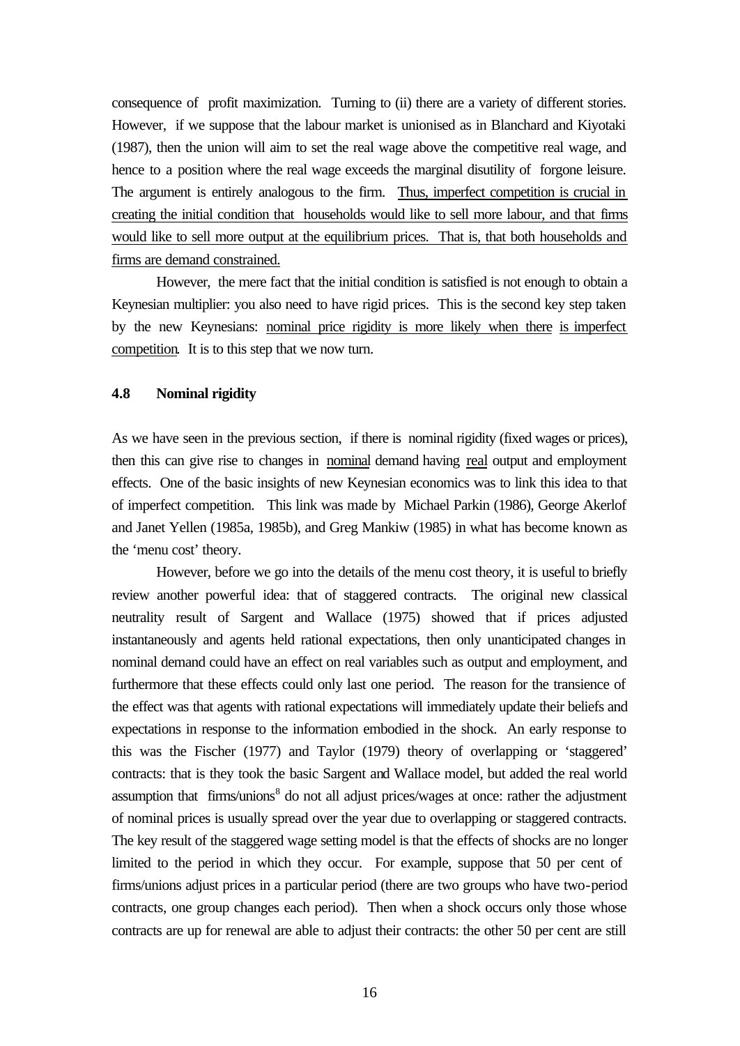consequence of profit maximization. Turning to (ii) there are a variety of different stories. However, if we suppose that the labour market is unionised as in Blanchard and Kiyotaki (1987), then the union will aim to set the real wage above the competitive real wage, and hence to a position where the real wage exceeds the marginal disutility of forgone leisure. The argument is entirely analogous to the firm. <u>Thus, imperfect competition is crucial in creating the initial condition that households would like to sell more labour, and that firms would like to sell more output at the equilibrium prices. That is, that both households and firms are demand constrained.</u>

However, the mere fact that the initial condition is satisfied is not enough to obtain a Keynesian multiplier: you also need to have rigid prices. This is the second key step taken by the new Keynesians: <u>nominal price rigidity is more likely when there is imperfect competition</u>. It is to this step that we now turn.

### 4.8 Nominal rigidity

As we have seen in the previous section, if there is nominal rigidity (fixed wages or prices), then this can give rise to changes in <u>nominal</u> demand having <u>real</u> output and employment effects. One of the basic insights of new Keynesian economics was to link this idea to that of imperfect competition. This link was made by Michael Parkin (1986), George Akerlof and Janet Yellen (1985a, 1985b), and Greg Mankiw (1985) in what has become known as the 'menu cost' theory.

However, before we go into the details of the menu cost theory, it is useful to briefly review another powerful idea: that of staggered contracts. The original new classical neutrality result of Sargent and Wallace (1975) showed that if prices adjusted instantaneously and agents held rational expectations, then only unanticipated changes in nominal demand could have an effect on real variables such as output and employment, and furthermore that these effects could only last one period. The reason for the transience of the effect was that agents with rational expectations will immediately update their beliefs and expectations in response to the information embodied in the shock. An early response to this was the Fischer (1977) and Taylor (1979) theory of overlapping or 'staggered' contracts: that is they took the basic Sargent and Wallace model, but added the real world assumption that firms/unions[8] do not all adjust prices/wages at once: rather the adjustment of nominal prices is usually spread over the year due to overlapping or staggered contracts. The key result of the staggered wage setting model is that the effects of shocks are no longer limited to the period in which they occur. For example, suppose that 50 per cent of firms/unions adjust prices in a particular period (there are two groups who have two-period contracts, one group changes each period). Then when a shock occurs only those whose contracts are up for renewal are able to adjust their contracts: the other 50 per cent are still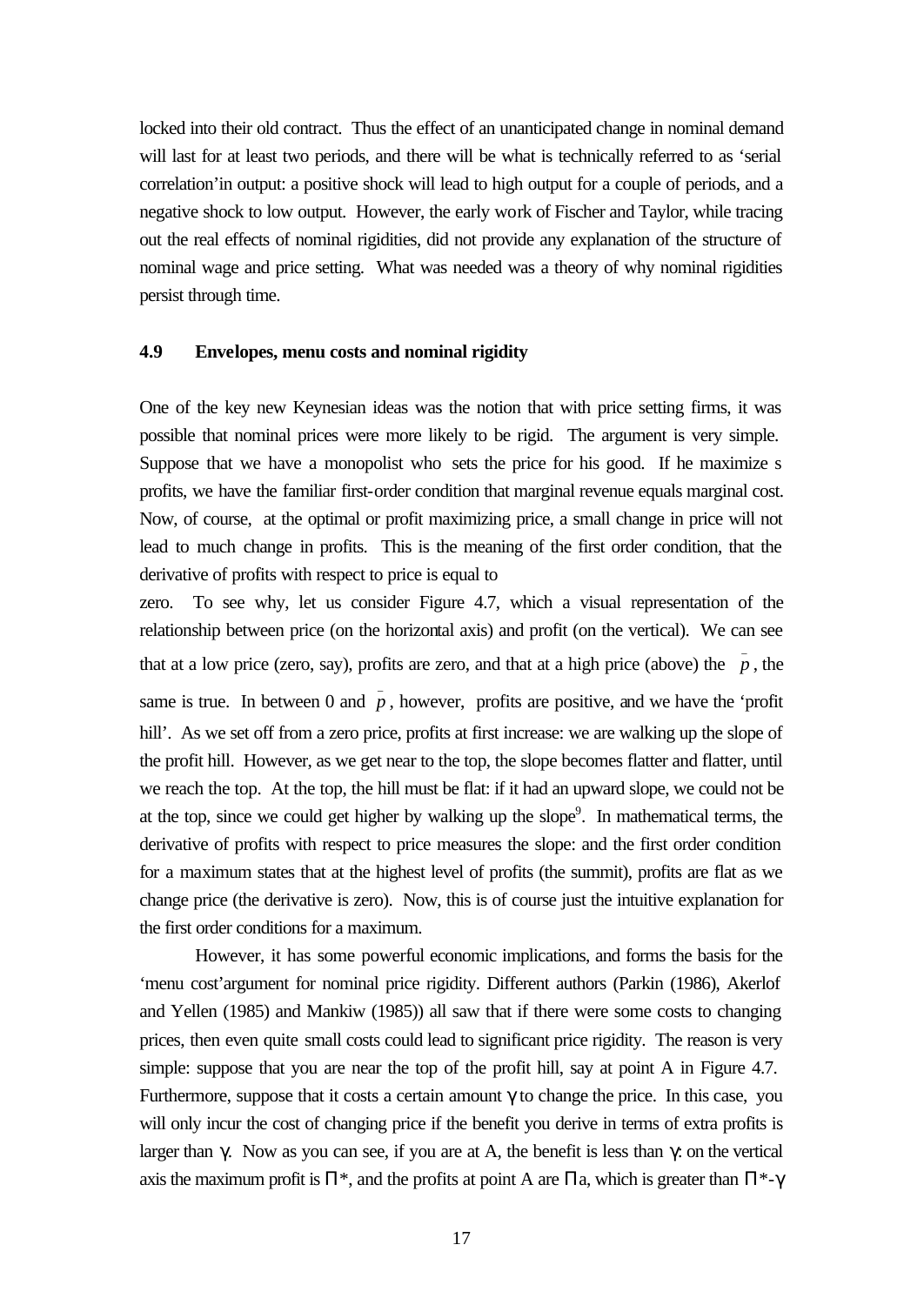locked into their old contract. Thus the effect of an unanticipated change in nominal demand will last for at least two periods, and there will be what is technically referred to as 'serial correlation' in output: a positive shock will lead to high output for a couple of periods, and a negative shock to low output. However, the early work of Fischer and Taylor, while tracing out the real effects of nominal rigidities, did not provide any explanation of the structure of nominal wage and price setting. What was needed was a theory of why nominal rigidities persist through time.

### 4.9 Envelopes, menu costs and nominal rigidity

One of the key new Keynesian ideas was the notion that with price setting firms, it was possible that nominal prices were more likely to be rigid. The argument is very simple. Suppose that we have a monopolist who sets the price for his good. If he maximize s profits, we have the familiar first-order condition that marginal revenue equals marginal cost. Now, of course, at the optimal or profit maximizing price, a small change in price will not lead to much change in profits. This is the meaning of the first order condition, that the derivative of profits with respect to price is equal to zero. To see why, let us consider Figure 4.7, which a visual representation of the relationship between price (on the horizontal axis) and profit (on the vertical). We can see that at a low price (zero, say), profits are zero, and that at a high price (above) the $\bar{p}$, the same is true. In between 0 and $\bar{p}$, however, profits are positive, and we have the 'profit hill'. As we set off from a zero price, profits at first increase: we are walking up the slope of the profit hill. However, as we get near to the top, the slope becomes flatter and flatter, until we reach the top. At the top, the hill must be flat: if it had an upward slope, we could not be at the top, since we could get higher by walking up the slope[9]. In mathematical terms, the derivative of profits with respect to price measures the slope: and the first order condition for a maximum states that at the highest level of profits (the summit), profits are flat as we change price (the derivative is zero). Now, this is of course just the intuitive explanation for the first order conditions for a maximum.

However, it has some powerful economic implications, and forms the basis for the 'menu cost' argument for nominal price rigidity. Different authors (Parkin (1986), Akerlof and Yellen (1985) and Mankiw (1985)) all saw that if there were some costs to changing prices, then even quite small costs could lead to significant price rigidity. The reason is very simple: suppose that you are near the top of the profit hill, say at point A in Figure 4.7. Furthermore, suppose that it costs a certain amount $\gamma$ to change the price. In this case, you will only incur the cost of changing price if the benefit you derive in terms of extra profits is larger than $\gamma$. Now as you can see, if you are at A, the benefit is less than $\gamma$: on the vertical axis the maximum profit is $\Pi^*$, and the profits at point A are $\Pi a$, which is greater than $\Pi^*-\gamma$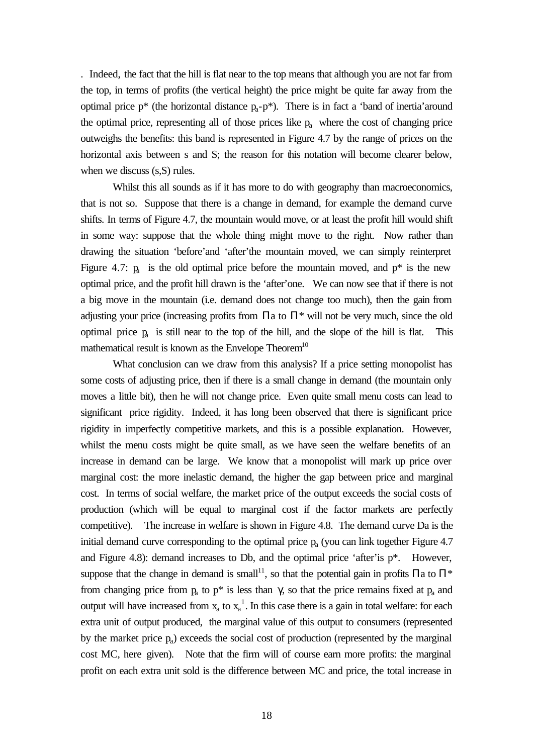. Indeed, the fact that the hill is flat near to the top means that although you are not far from the top, in terms of profits (the vertical height) the price might be quite far away from the optimal price p* (the horizontal distance $p_a$-p*). There is in fact a 'band of inertia' around the optimal price, representing all of those prices like $p_a$ where the cost of changing price outweighs the benefits: this band is represented in Figure 4.7 by the range of prices on the horizontal axis between s and S; the reason for this notation will become clearer below, when we discuss (s,S) rules.

Whilst this all sounds as if it has more to do with geography than macroeconomics, that is not so. Suppose that there is a change in demand, for example the demand curve shifts. In terms of Figure 4.7, the mountain would move, or at least the profit hill would shift in some way: suppose that the whole thing might move to the right. Now rather than drawing the situation 'before' and 'after' the mountain moved, we can simply reinterpret Figure 4.7: $p_a$ is the old optimal price before the mountain moved, and p* is the new optimal price, and the profit hill drawn is the 'after' one. We can now see that if there is not a big move in the mountain (i.e. demand does not change too much), then the gain from adjusting your price (increasing profits from $\Pi$a to $\Pi$* will not be very much, since the old optimal price $p_a$ is still near to the top of the hill, and the slope of the hill is flat. This mathematical result is known as the Envelope Theorem[10]

What conclusion can we draw from this analysis? If a price setting monopolist has some costs of adjusting price, then if there is a small change in demand (the mountain only moves a little bit), then he will not change price. Even quite small menu costs can lead to significant price rigidity. Indeed, it has long been observed that there is significant price rigidity in imperfectly competitive markets, and this is a possible explanation. However, whilst the menu costs might be quite small, as we have seen the welfare benefits of an increase in demand can be large. We know that a monopolist will mark up price over marginal cost: the more inelastic demand, the higher the gap between price and marginal cost. In terms of social welfare, the market price of the output exceeds the social costs of production (which will be equal to marginal cost if the factor markets are perfectly competitive). The increase in welfare is shown in Figure 4.8. The demand curve Da is the initial demand curve corresponding to the optimal price $p_a$ (you can link together Figure 4.7 and Figure 4.8): demand increases to Db, and the optimal price 'after' is p*. However, suppose that the change in demand is small[11], so that the potential gain in profits $\Pi$a to $\Pi$* from changing price from $p_a$ to p* is less than $\gamma$, so that the price remains fixed at $p_a$ and output will have increased from $x_a$ to $x_a^1$. In this case there is a gain in total welfare: for each extra unit of output produced, the marginal value of this output to consumers (represented by the market price $p_a$) exceeds the social cost of production (represented by the marginal cost MC, here given). Note that the firm will of course earn more profits: the marginal profit on each extra unit sold is the difference between MC and price, the total increase in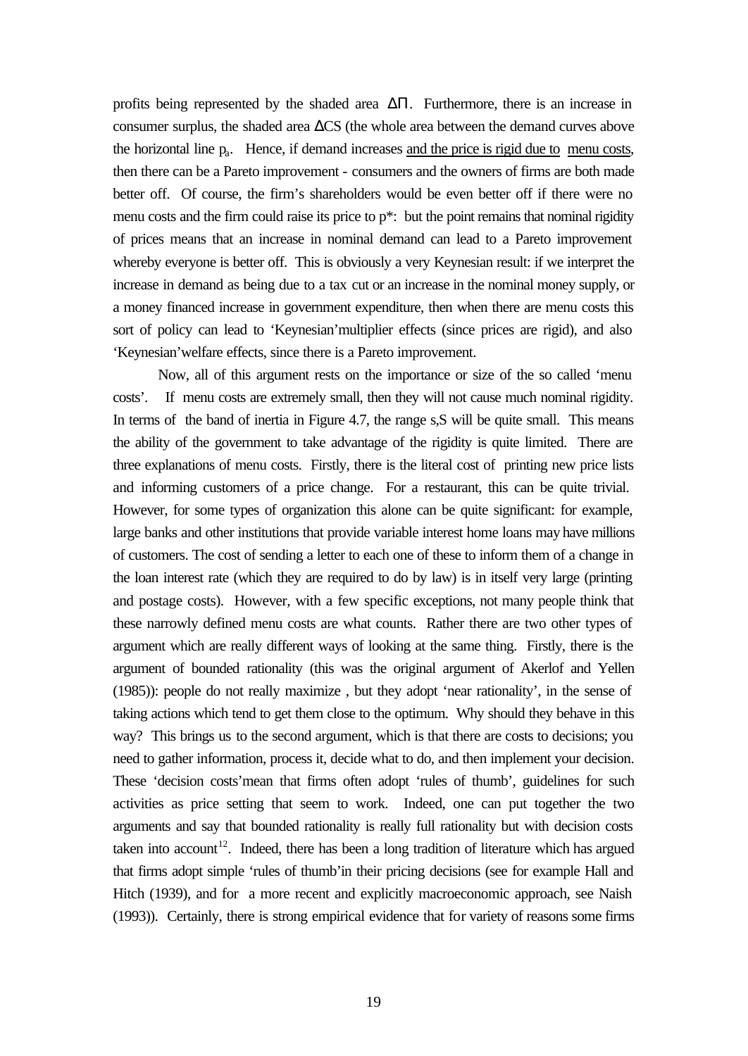profits being represented by the shaded area $\Delta\Pi$. Furthermore, there is an increase in consumer surplus, the shaded area $\Delta$CS (the whole area between the demand curves above the horizontal line $p_a$. Hence, if demand increases and the price is rigid due to menu costs, then there can be a Pareto improvement - consumers and the owners of firms are both made better off. Of course, the firm's shareholders would be even better off if there were no menu costs and the firm could raise its price to p*: but the point remains that nominal rigidity of prices means that an increase in nominal demand can lead to a Pareto improvement whereby everyone is better off. This is obviously a very Keynesian result: if we interpret the increase in demand as being due to a tax cut or an increase in the nominal money supply, or a money financed increase in government expenditure, then when there are menu costs this sort of policy can lead to 'Keynesian'multiplier effects (since prices are rigid), and also 'Keynesian'welfare effects, since there is a Pareto improvement.

Now, all of this argument rests on the importance or size of the so called 'menu costs'. If menu costs are extremely small, then they will not cause much nominal rigidity. In terms of the band of inertia in Figure 4.7, the range s,S will be quite small. This means the ability of the government to take advantage of the rigidity is quite limited. There are three explanations of menu costs. Firstly, there is the literal cost of printing new price lists and informing customers of a price change. For a restaurant, this can be quite trivial. However, for some types of organization this alone can be quite significant: for example, large banks and other institutions that provide variable interest home loans may have millions of customers. The cost of sending a letter to each one of these to inform them of a change in the loan interest rate (which they are required to do by law) is in itself very large (printing and postage costs). However, with a few specific exceptions, not many people think that these narrowly defined menu costs are what counts. Rather there are two other types of argument which are really different ways of looking at the same thing. Firstly, there is the argument of bounded rationality (this was the original argument of Akerlof and Yellen (1985)): people do not really maximize , but they adopt 'near rationality', in the sense of taking actions which tend to get them close to the optimum. Why should they behave in this way? This brings us to the second argument, which is that there are costs to decisions; you need to gather information, process it, decide what to do, and then implement your decision. These 'decision costs'mean that firms often adopt 'rules of thumb', guidelines for such activities as price setting that seem to work. Indeed, one can put together the two arguments and say that bounded rationality is really full rationality but with decision costs taken into account[12]. Indeed, there has been a long tradition of literature which has argued that firms adopt simple 'rules of thumb'in their pricing decisions (see for example Hall and Hitch (1939), and for a more recent and explicitly macroeconomic approach, see Naish (1993)). Certainly, there is strong empirical evidence that for variety of reasons some firms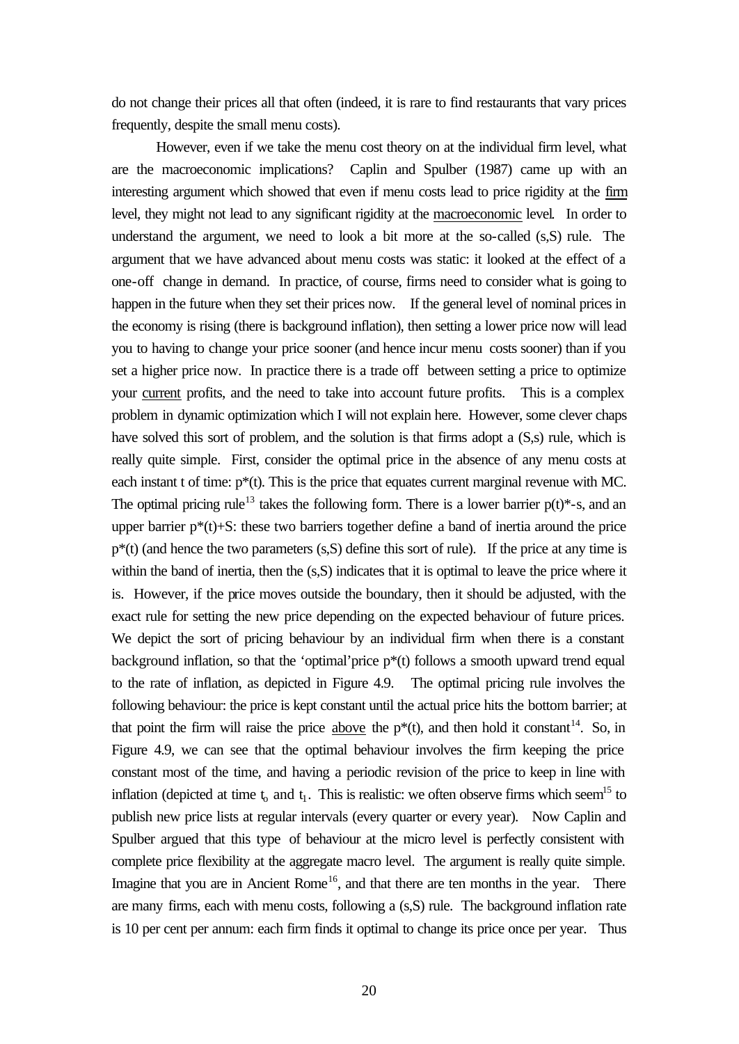do not change their prices all that often (indeed, it is rare to find restaurants that vary prices frequently, despite the small menu costs).

However, even if we take the menu cost theory on at the individual firm level, what are the macroeconomic implications? Caplin and Spulber (1987) came up with an interesting argument which showed that even if menu costs lead to price rigidity at the <u>firm</u> level, they might not lead to any significant rigidity at the <u>macroeconomic</u> level. In order to understand the argument, we need to look a bit more at the so-called (s,S) rule. The argument that we have advanced about menu costs was static: it looked at the effect of a one-off change in demand. In practice, of course, firms need to consider what is going to happen in the future when they set their prices now. If the general level of nominal prices in the economy is rising (there is background inflation), then setting a lower price now will lead you to having to change your price sooner (and hence incur menu costs sooner) than if you set a higher price now. In practice there is a trade off between setting a price to optimize your <u>current</u> profits, and the need to take into account future profits. This is a complex problem in dynamic optimization which I will not explain here. However, some clever chaps have solved this sort of problem, and the solution is that firms adopt a (S,s) rule, which is really quite simple. First, consider the optimal price in the absence of any menu costs at each instant t of time: $p^*(t)$. This is the price that equates current marginal revenue with MC. The optimal pricing rule[13] takes the following form. There is a lower barrier $p(t)^*-s$, and an upper barrier $p^*(t)+S$: these two barriers together define a band of inertia around the price $p^*(t)$ (and hence the two parameters (s,S) define this sort of rule). If the price at any time is within the band of inertia, then the (s,S) indicates that it is optimal to leave the price where it is. However, if the price moves outside the boundary, then it should be adjusted, with the exact rule for setting the new price depending on the expected behaviour of future prices. We depict the sort of pricing behaviour by an individual firm when there is a constant background inflation, so that the 'optimal'price $p^*(t)$ follows a smooth upward trend equal to the rate of inflation, as depicted in Figure 4.9. The optimal pricing rule involves the following behaviour: the price is kept constant until the actual price hits the bottom barrier; at that point the firm will raise the price <u>above</u> the $p^*(t)$, and then hold it constant[14]. So, in Figure 4.9, we can see that the optimal behaviour involves the firm keeping the price constant most of the time, and having a periodic revision of the price to keep in line with inflation (depicted at time $t_o$ and $t_1$. This is realistic: we often observe firms which seem[15] to publish new price lists at regular intervals (every quarter or every year). Now Caplin and Spulber argued that this type of behaviour at the micro level is perfectly consistent with complete price flexibility at the aggregate macro level. The argument is really quite simple. Imagine that you are in Ancient Rome[16], and that there are ten months in the year. There are many firms, each with menu costs, following a (s,S) rule. The background inflation rate is 10 per cent per annum: each firm finds it optimal to change its price once per year. Thus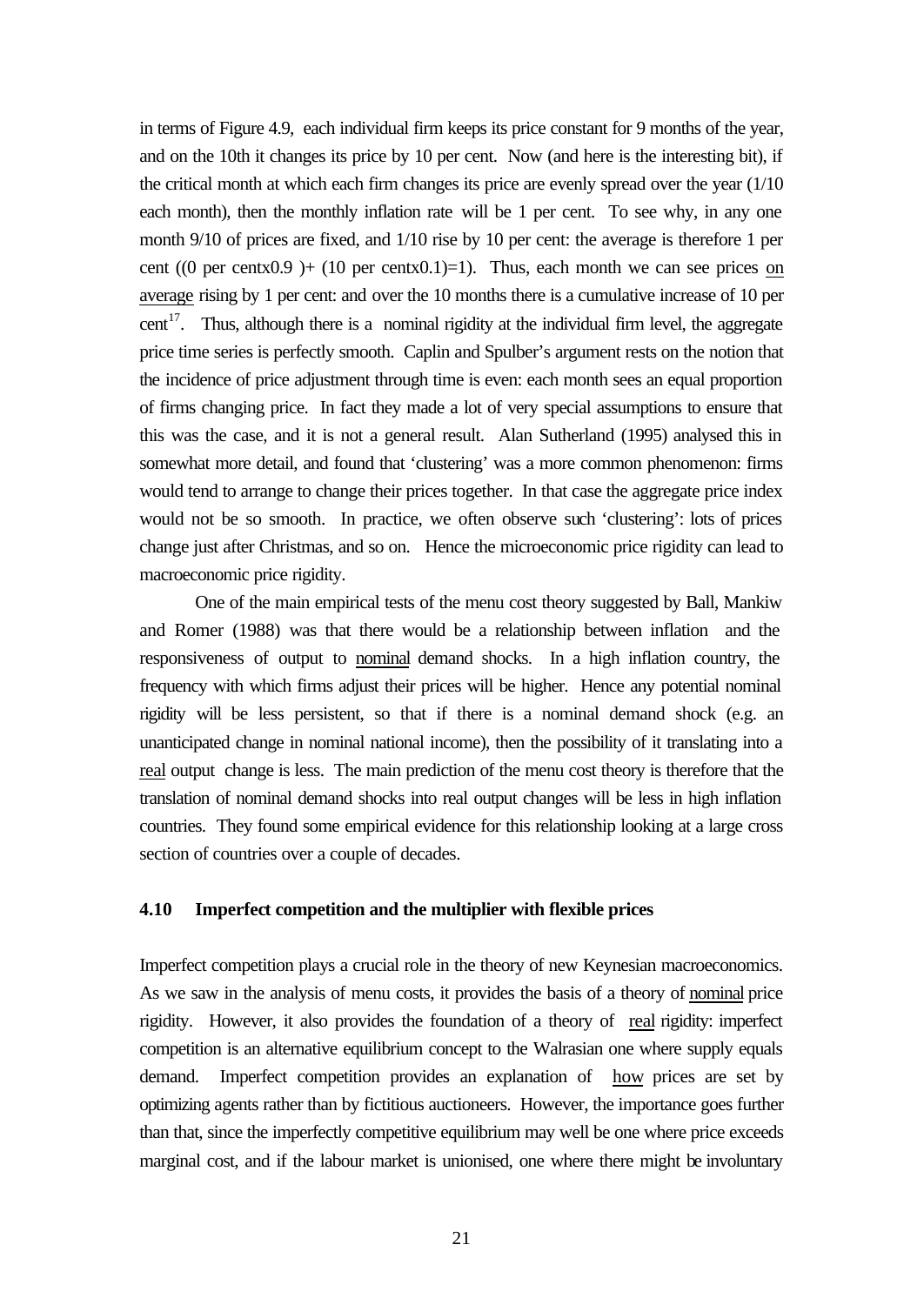in terms of Figure 4.9, each individual firm keeps its price constant for 9 months of the year, and on the 10th it changes its price by 10 per cent. Now (and here is the interesting bit), if the critical month at which each firm changes its price are evenly spread over the year (1/10 each month), then the monthly inflation rate will be 1 per cent. To see why, in any one month 9/10 of prices are fixed, and 1/10 rise by 10 per cent: the average is therefore 1 per cent ((0 per centx0.9 )+ (10 per centx0.1)=1). Thus, each month we can see prices on average rising by 1 per cent: and over the 10 months there is a cumulative increase of 10 per cent[17]. Thus, although there is a nominal rigidity at the individual firm level, the aggregate price time series is perfectly smooth. Caplin and Spulber's argument rests on the notion that the incidence of price adjustment through time is even: each month sees an equal proportion of firms changing price. In fact they made a lot of very special assumptions to ensure that this was the case, and it is not a general result. Alan Sutherland (1995) analysed this in somewhat more detail, and found that 'clustering' was a more common phenomenon: firms would tend to arrange to change their prices together. In that case the aggregate price index would not be so smooth. In practice, we often observe such 'clustering': lots of prices change just after Christmas, and so on. Hence the microeconomic price rigidity can lead to macroeconomic price rigidity.

One of the main empirical tests of the menu cost theory suggested by Ball, Mankiw and Romer (1988) was that there would be a relationship between inflation and the responsiveness of output to nominal demand shocks. In a high inflation country, the frequency with which firms adjust their prices will be higher. Hence any potential nominal rigidity will be less persistent, so that if there is a nominal demand shock (e.g. an unanticipated change in nominal national income), then the possibility of it translating into a real output change is less. The main prediction of the menu cost theory is therefore that the translation of nominal demand shocks into real output changes will be less in high inflation countries. They found some empirical evidence for this relationship looking at a large cross section of countries over a couple of decades.

### 4.10 Imperfect competition and the multiplier with flexible prices

Imperfect competition plays a crucial role in the theory of new Keynesian macroeconomics. As we saw in the analysis of menu costs, it provides the basis of a theory of nominal price rigidity. However, it also provides the foundation of a theory of real rigidity: imperfect competition is an alternative equilibrium concept to the Walrasian one where supply equals demand. Imperfect competition provides an explanation of how prices are set by optimizing agents rather than by fictitious auctioneers. However, the importance goes further than that, since the imperfectly competitive equilibrium may well be one where price exceeds marginal cost, and if the labour market is unionised, one where there might be involuntary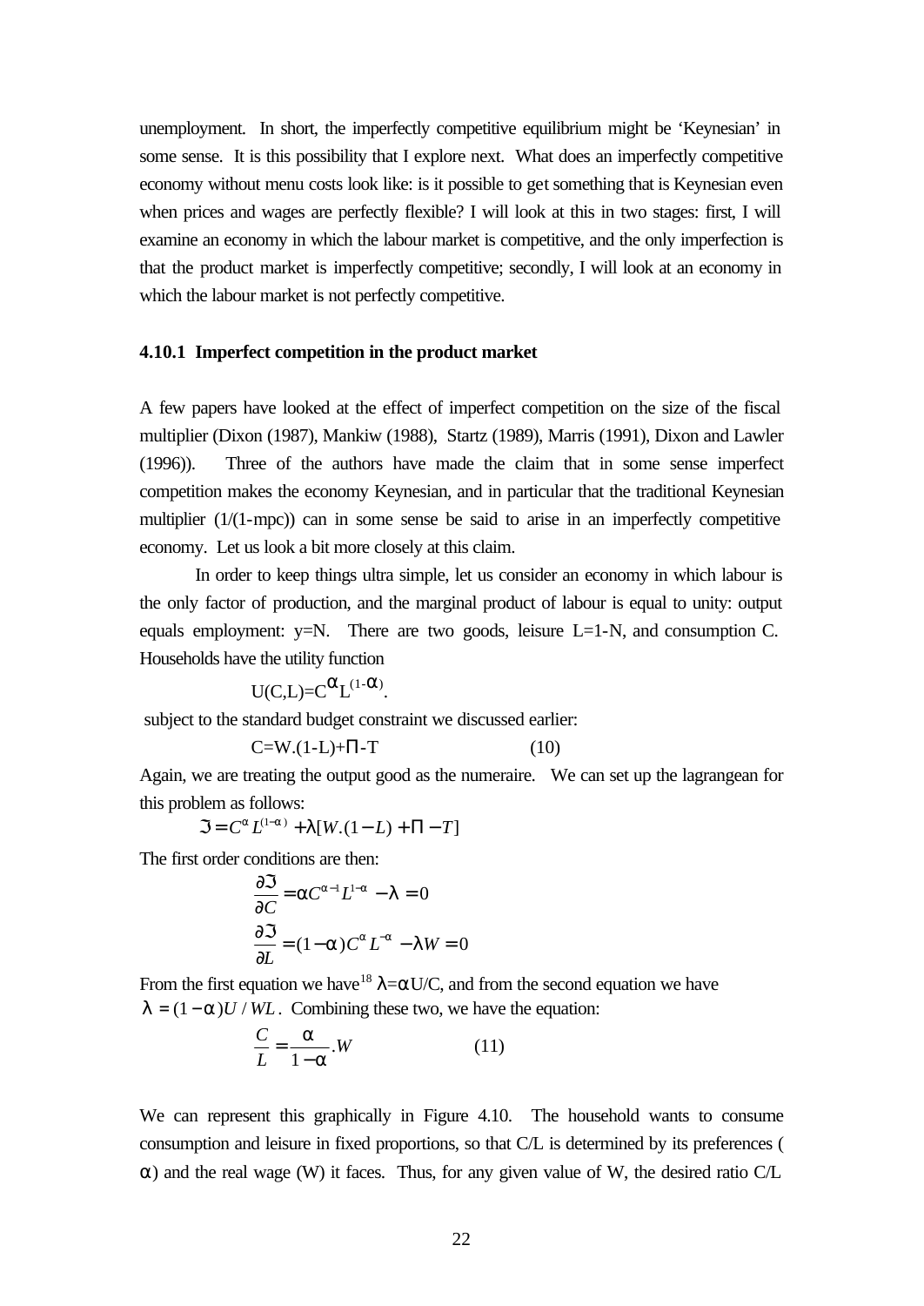unemployment. In short, the imperfectly competitive equilibrium might be 'Keynesian' in some sense. It is this possibility that I explore next. What does an imperfectly competitive economy without menu costs look like: is it possible to get something that is Keynesian even when prices and wages are perfectly flexible? I will look at this in two stages: first, I will examine an economy in which the labour market is competitive, and the only imperfection is that the product market is imperfectly competitive; secondly, I will look at an economy in which the labour market is not perfectly competitive.

### 4.10.1 Imperfect competition in the product market

A few papers have looked at the effect of imperfect competition on the size of the fiscal multiplier (Dixon (1987), Mankiw (1988), Startz (1989), Marris (1991), Dixon and Lawler (1996)). Three of the authors have made the claim that in some sense imperfect competition makes the economy Keynesian, and in particular that the traditional Keynesian multiplier (1/(1-mpc)) can in some sense be said to arise in an imperfectly competitive economy. Let us look a bit more closely at this claim.

In order to keep things ultra simple, let us consider an economy in which labour is the only factor of production, and the marginal product of labour is equal to unity: output equals employment: $y=N$. There are two goods, leisure $L=1-N$, and consumption C. Households have the utility function

$$U(C,L)=C^{\alpha}L^{(1-\alpha)}.$$

subject to the standard budget constraint we discussed earlier:

$$C=W.(1-L)+\Pi-T \qquad (10)$$

Again, we are treating the output good as the numeraire. We can set up the lagrangean for this problem as follows:

$$\Im = C^{\alpha}L^{(1-\alpha)} + \lambda[W.(1-L)+\Pi - T]$$

The first order conditions are then:

$$\frac{\partial \Im}{\partial C} = \alpha C^{\alpha-1}L^{1-\alpha} - \lambda = 0$$

$$\frac{\partial \Im}{\partial L} = (1-\alpha)C^{\alpha}L^{-\alpha} - \lambda W = 0$$

From the first equation we have[18] $\lambda=\alpha U/C$, and from the second equation we have $\lambda = (1-\alpha)U/WL$. Combining these two, we have the equation:

$$\frac{C}{L} = \frac{\alpha}{1-\alpha}.W \qquad (11)$$

We can represent this graphically in Figure 4.10. The household wants to consume consumption and leisure in fixed proportions, so that C/L is determined by its preferences ($\alpha$) and the real wage (W) it faces. Thus, for any given value of W, the desired ratio C/L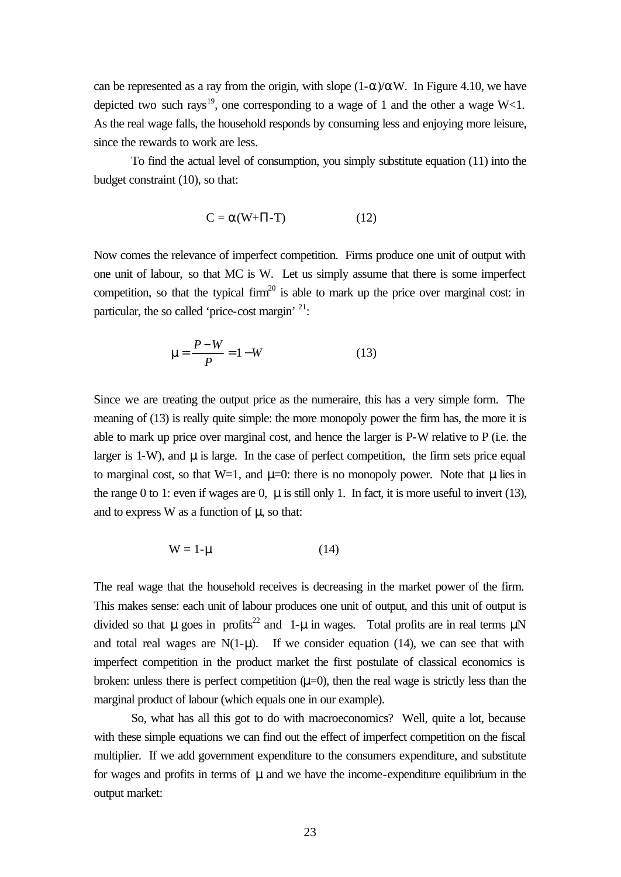can be represented as a ray from the origin, with slope $(1-\alpha)/\alpha W$. In Figure 4.10, we have depicted two such rays[19], one corresponding to a wage of 1 and the other a wage $W<1$. As the real wage falls, the household responds by consuming less and enjoying more leisure, since the rewards to work are less.

To find the actual level of consumption, you simply substitute equation (11) into the budget constraint (10), so that:

$$C = \alpha(W+\Pi-T) \qquad (12)$$

Now comes the relevance of imperfect competition. Firms produce one unit of output with one unit of labour, so that MC is W. Let us simply assume that there is some imperfect competition, so that the typical firm[20] is able to mark up the price over marginal cost: in particular, the so called 'price-cost margin' [21]:

$$\mu = \frac{P-W}{P} = 1-W \qquad (13)$$

Since we are treating the output price as the numeraire, this has a very simple form. The meaning of (13) is really quite simple: the more monopoly power the firm has, the more it is able to mark up price over marginal cost, and hence the larger is P-W relative to P (i.e. the larger is 1-W), and $\mu$ is large. In the case of perfect competition, the firm sets price equal to marginal cost, so that W=1, and $\mu=0$: there is no monopoly power. Note that $\mu$ lies in the range 0 to 1: even if wages are 0, $\mu$ is still only 1. In fact, it is more useful to invert (13), and to express W as a function of $\mu$, so that:

$$W = 1-\mu \qquad (14)$$

The real wage that the household receives is decreasing in the market power of the firm. This makes sense: each unit of labour produces one unit of output, and this unit of output is divided so that $\mu$ goes in profits[22] and $1-\mu$ in wages. Total profits are in real terms $\mu N$ and total real wages are $N(1-\mu)$. If we consider equation (14), we can see that with imperfect competition in the product market the first postulate of classical economics is broken: unless there is perfect competition ($\mu=0$), then the real wage is strictly less than the marginal product of labour (which equals one in our example).

So, what has all this got to do with macroeconomics? Well, quite a lot, because with these simple equations we can find out the effect of imperfect competition on the fiscal multiplier. If we add government expenditure to the consumers expenditure, and substitute for wages and profits in terms of $\mu$ and we have the income-expenditure equilibrium in the output market: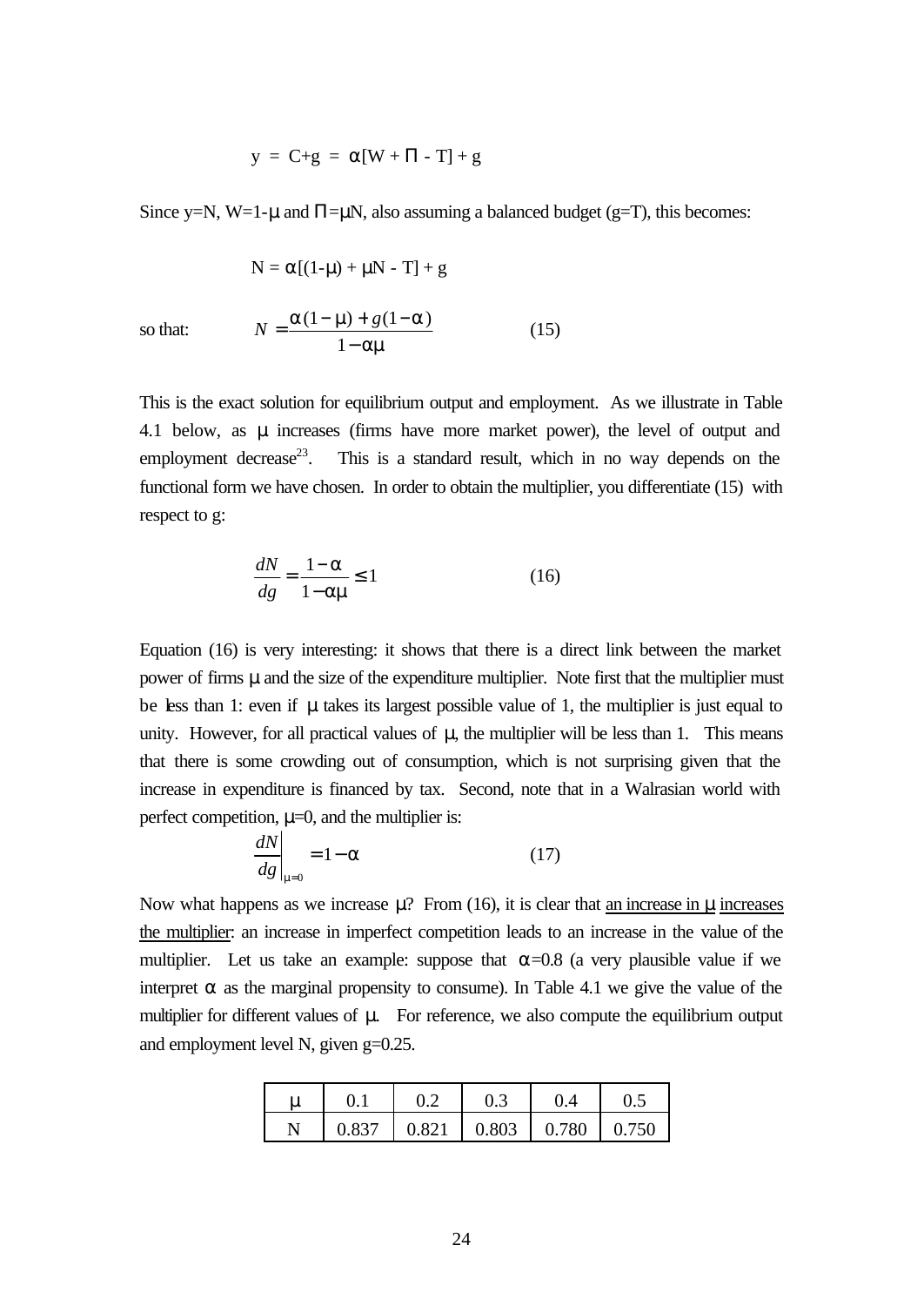$$y = C+g = \alpha[W + \Pi - T] + g$$

Since y=N, W=1-μ and Π=μN, also assuming a balanced budget (g=T), this becomes:

$$N = \alpha[(1-\mu) + \mu N - T] + g$$

so that:

$$N = \frac{\alpha(1-\mu) + g(1-\alpha)}{1-\alpha\mu} \qquad (15)$$

This is the exact solution for equilibrium output and employment. As we illustrate in Table 4.1 below, as μ increases (firms have more market power), the level of output and employment decrease[23]. This is a standard result, which in no way depends on the functional form we have chosen. In order to obtain the multiplier, you differentiate (15) with respect to g:

$$\frac{dN}{dg} = \frac{1-\alpha}{1-\alpha\mu} \leq 1 \qquad (16)$$

Equation (16) is very interesting: it shows that there is a direct link between the market power of firms μ and the size of the expenditure multiplier. Note first that the multiplier must be less than 1: even if μ takes its largest possible value of 1, the multiplier is just equal to unity. However, for all practical values of μ, the multiplier will be less than 1. This means that there is some crowding out of consumption, which is not surprising given that the increase in expenditure is financed by tax. Second, note that in a Walrasian world with perfect competition, μ=0, and the multiplier is:

$$\left.\frac{dN}{dg}\right|_{\mu=0} = 1-\alpha \qquad (17)$$

Now what happens as we increase μ? From (16), it is clear that <u>an increase in μ increases the multiplier</u>: an increase in imperfect competition leads to an increase in the value of the multiplier. Let us take an example: suppose that α=0.8 (a very plausible value if we interpret α as the marginal propensity to consume). In Table 4.1 we give the value of the multiplier for different values of μ. For reference, we also compute the equilibrium output and employment level N, given g=0.25.

| μ | 0.1 | 0.2 | 0.3 | 0.4 | 0.5 |
|---|---|---|---|---|---|
| N | 0.837 | 0.821 | 0.803 | 0.780 | 0.750 |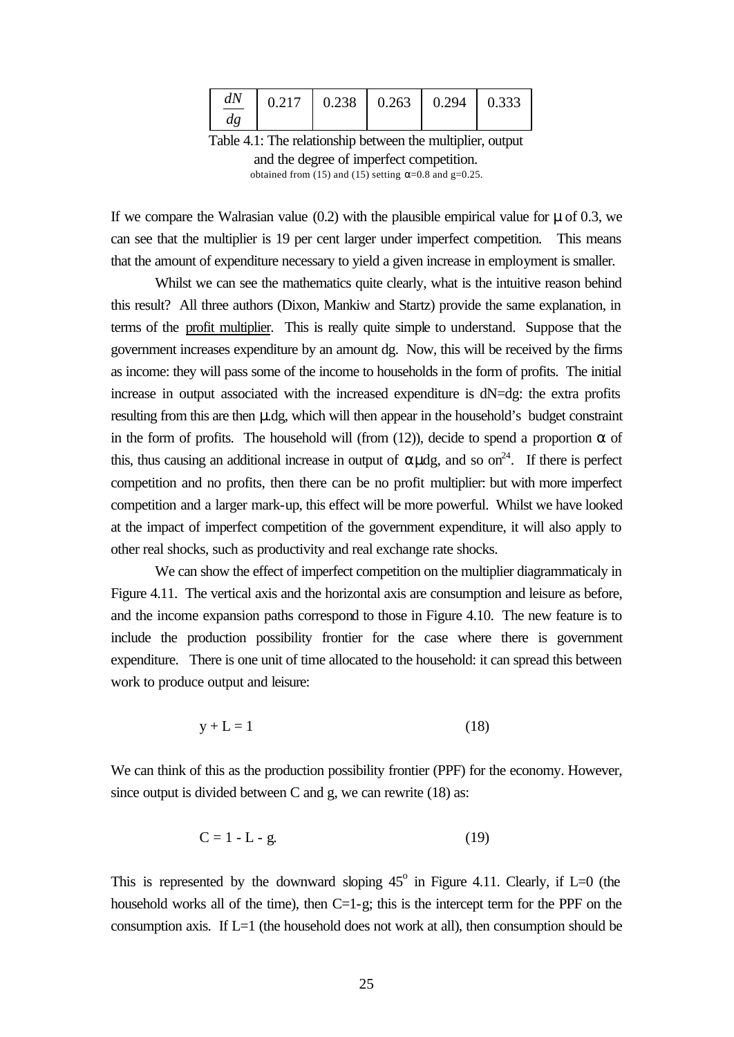| $\frac{dN}{dg}$ | 0.217 | 0.238 | 0.263 | 0.294 | 0.333 |
|---|---|---|---|---|---|

Table 4.1: The relationship between the multiplier, output and the degree of imperfect competition.
obtained from (15) and (15) setting $\alpha$=0.8 and g=0.25.

If we compare the Walrasian value (0.2) with the plausible empirical value for $\mu$ of 0.3, we can see that the multiplier is 19 per cent larger under imperfect competition. This means that the amount of expenditure necessary to yield a given increase in employment is smaller.

Whilst we can see the mathematics quite clearly, what is the intuitive reason behind this result? All three authors (Dixon, Mankiw and Startz) provide the same explanation, in terms of the profit multiplier. This is really quite simple to understand. Suppose that the government increases expenditure by an amount dg. Now, this will be received by the firms as income: they will pass some of the income to households in the form of profits. The initial increase in output associated with the increased expenditure is dN=dg: the extra profits resulting from this are then $\mu$.dg, which will then appear in the household's budget constraint in the form of profits. The household will (from (12)), decide to spend a proportion $\alpha$ of this, thus causing an additional increase in output of $\alpha\mu$dg, and so on[24]. If there is perfect competition and no profits, then there can be no profit multiplier: but with more imperfect competition and a larger mark-up, this effect will be more powerful. Whilst we have looked at the impact of imperfect competition of the government expenditure, it will also apply to other real shocks, such as productivity and real exchange rate shocks.

We can show the effect of imperfect competition on the multiplier diagrammaticaly in Figure 4.11. The vertical axis and the horizontal axis are consumption and leisure as before, and the income expansion paths correspond to those in Figure 4.10. The new feature is to include the production possibility frontier for the case where there is government expenditure. There is one unit of time allocated to the household: it can spread this between work to produce output and leisure:

$$y + L = 1 \qquad (18)$$

We can think of this as the production possibility frontier (PPF) for the economy. However, since output is divided between C and g, we can rewrite (18) as:

$$C = 1 - L - g. \qquad (19)$$

This is represented by the downward sloping $45^{o}$ in Figure 4.11. Clearly, if L=0 (the household works all of the time), then C=1-g; this is the intercept term for the PPF on the consumption axis. If L=1 (the household does not work at all), then consumption should be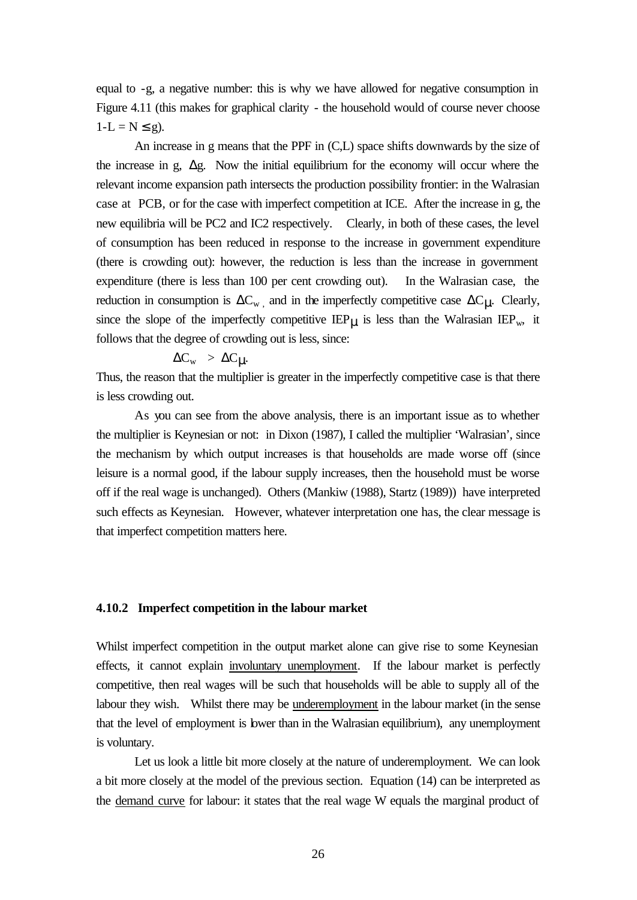equal to -g, a negative number: this is why we have allowed for negative consumption in Figure 4.11 (this makes for graphical clarity - the household would of course never choose $1\text{-}L = N \leq g$).

An increase in g means that the PPF in (C,L) space shifts downwards by the size of the increase in g, $\Delta g$. Now the initial equilibrium for the economy will occur where the relevant income expansion path intersects the production possibility frontier: in the Walrasian case at PCB, or for the case with imperfect competition at ICE. After the increase in g, the new equilibria will be PC2 and IC2 respectively. Clearly, in both of these cases, the level of consumption has been reduced in response to the increase in government expenditure (there is crowding out): however, the reduction is less than the increase in government expenditure (there is less than 100 per cent crowding out). In the Walrasian case, the reduction in consumption is $\Delta C_w$ , and in the imperfectly competitive case $\Delta C_\mu$. Clearly, since the slope of the imperfectly competitive $IEP_\mu$ is less than the Walrasian $IEP_w$, it follows that the degree of crowding out is less, since:

$$\Delta C_w > \Delta C_\mu.$$

Thus, the reason that the multiplier is greater in the imperfectly competitive case is that there is less crowding out.

As you can see from the above analysis, there is an important issue as to whether the multiplier is Keynesian or not: in Dixon (1987), I called the multiplier 'Walrasian', since the mechanism by which output increases is that households are made worse off (since leisure is a normal good, if the labour supply increases, then the household must be worse off if the real wage is unchanged). Others (Mankiw (1988), Startz (1989)) have interpreted such effects as Keynesian. However, whatever interpretation one has, the clear message is that imperfect competition matters here.

### 4.10.2 Imperfect competition in the labour market

Whilst imperfect competition in the output market alone can give rise to some Keynesian effects, it cannot explain <u>involuntary unemployment</u>. If the labour market is perfectly competitive, then real wages will be such that households will be able to supply all of the labour they wish. Whilst there may be <u>underemployment</u> in the labour market (in the sense that the level of employment is lower than in the Walrasian equilibrium), any unemployment is voluntary.

Let us look a little bit more closely at the nature of underemployment. We can look a bit more closely at the model of the previous section. Equation (14) can be interpreted as the <u>demand curve</u> for labour: it states that the real wage W equals the marginal product of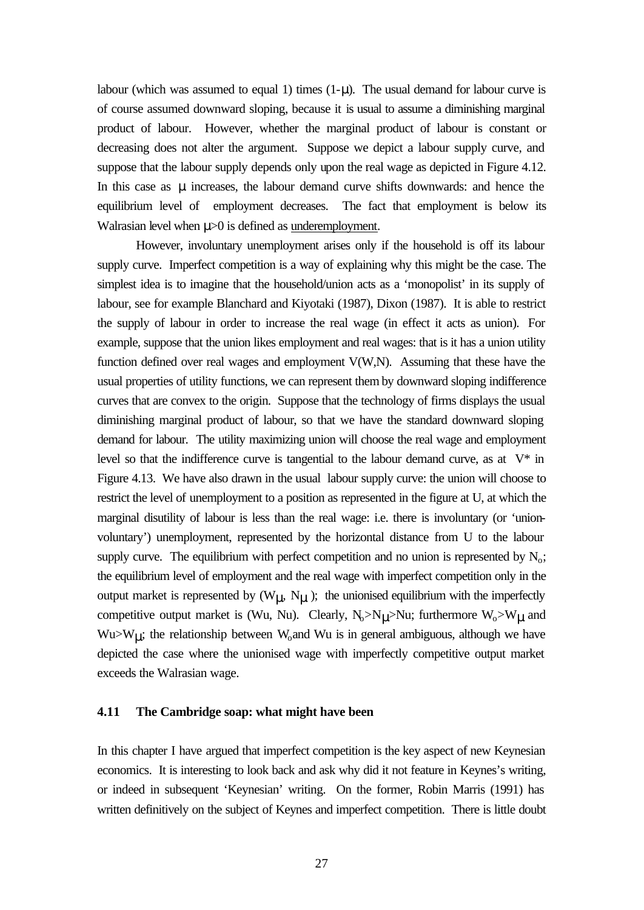labour (which was assumed to equal 1) times ($1-\mu$). The usual demand for labour curve is of course assumed downward sloping, because it is usual to assume a diminishing marginal product of labour. However, whether the marginal product of labour is constant or decreasing does not alter the argument. Suppose we depict a labour supply curve, and suppose that the labour supply depends only upon the real wage as depicted in Figure 4.12. In this case as $\mu$ increases, the labour demand curve shifts downwards: and hence the equilibrium level of employment decreases. The fact that employment is below its Walrasian level when $\mu>0$ is defined as underemployment.

However, involuntary unemployment arises only if the household is off its labour supply curve. Imperfect competition is a way of explaining why this might be the case. The simplest idea is to imagine that the household/union acts as a 'monopolist' in its supply of labour, see for example Blanchard and Kiyotaki (1987), Dixon (1987). It is able to restrict the supply of labour in order to increase the real wage (in effect it acts as union). For example, suppose that the union likes employment and real wages: that is it has a union utility function defined over real wages and employment V(W,N). Assuming that these have the usual properties of utility functions, we can represent them by downward sloping indifference curves that are convex to the origin. Suppose that the technology of firms displays the usual diminishing marginal product of labour, so that we have the standard downward sloping demand for labour. The utility maximizing union will choose the real wage and employment level so that the indifference curve is tangential to the labour demand curve, as at V* in Figure 4.13. We have also drawn in the usual labour supply curve: the union will choose to restrict the level of unemployment to a position as represented in the figure at U, at which the marginal disutility of labour is less than the real wage: i.e. there is involuntary (or 'union-voluntary') unemployment, represented by the horizontal distance from U to the labour supply curve. The equilibrium with perfect competition and no union is represented by $N_o$; the equilibrium level of employment and the real wage with imperfect competition only in the output market is represented by ($W_\mu$, $N_\mu$); the unionised equilibrium with the imperfectly competitive output market is (Wu, Nu). Clearly, $N_o>N_\mu>Nu$; furthermore $W_o>W_\mu$ and $Wu>W_\mu$; the relationship between $W_o$ and Wu is in general ambiguous, although we have depicted the case where the unionised wage with imperfectly competitive output market exceeds the Walrasian wage.

## 4.11 The Cambridge soap: what might have been

In this chapter I have argued that imperfect competition is the key aspect of new Keynesian economics. It is interesting to look back and ask why did it not feature in Keynes's writing, or indeed in subsequent 'Keynesian' writing. On the former, Robin Marris (1991) has written definitively on the subject of Keynes and imperfect competition. There is little doubt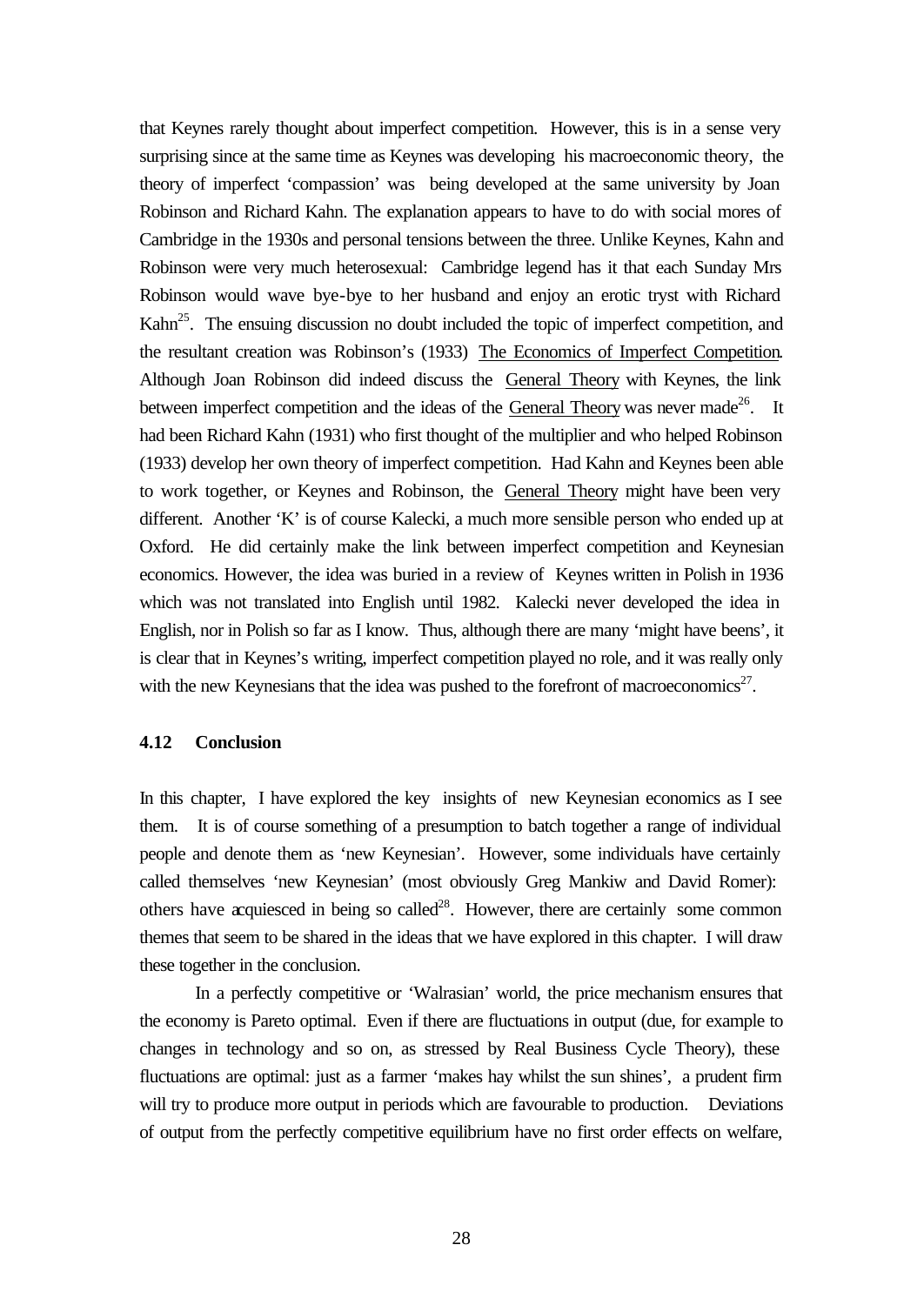that Keynes rarely thought about imperfect competition. However, this is in a sense very surprising since at the same time as Keynes was developing his macroeconomic theory, the theory of imperfect 'compassion' was being developed at the same university by Joan Robinson and Richard Kahn. The explanation appears to have to do with social mores of Cambridge in the 1930s and personal tensions between the three. Unlike Keynes, Kahn and Robinson were very much heterosexual: Cambridge legend has it that each Sunday Mrs Robinson would wave bye-bye to her husband and enjoy an erotic tryst with Richard Kahn[25]. The ensuing discussion no doubt included the topic of imperfect competition, and the resultant creation was Robinson's (1933) The Economics of Imperfect Competition. Although Joan Robinson did indeed discuss the General Theory with Keynes, the link between imperfect competition and the ideas of the General Theory was never made[26]. It had been Richard Kahn (1931) who first thought of the multiplier and who helped Robinson (1933) develop her own theory of imperfect competition. Had Kahn and Keynes been able to work together, or Keynes and Robinson, the General Theory might have been very different. Another 'K' is of course Kalecki, a much more sensible person who ended up at Oxford. He did certainly make the link between imperfect competition and Keynesian economics. However, the idea was buried in a review of Keynes written in Polish in 1936 which was not translated into English until 1982. Kalecki never developed the idea in English, nor in Polish so far as I know. Thus, although there are many 'might have beens', it is clear that in Keynes's writing, imperfect competition played no role, and it was really only with the new Keynesians that the idea was pushed to the forefront of macroeconomics[27].

### 4.12 Conclusion

In this chapter, I have explored the key insights of new Keynesian economics as I see them. It is of course something of a presumption to batch together a range of individual people and denote them as 'new Keynesian'. However, some individuals have certainly called themselves 'new Keynesian' (most obviously Greg Mankiw and David Romer): others have acquiesced in being so called[28]. However, there are certainly some common themes that seem to be shared in the ideas that we have explored in this chapter. I will draw these together in the conclusion.

In a perfectly competitive or 'Walrasian' world, the price mechanism ensures that the economy is Pareto optimal. Even if there are fluctuations in output (due, for example to changes in technology and so on, as stressed by Real Business Cycle Theory), these fluctuations are optimal: just as a farmer 'makes hay whilst the sun shines', a prudent firm will try to produce more output in periods which are favourable to production. Deviations of output from the perfectly competitive equilibrium have no first order effects on welfare,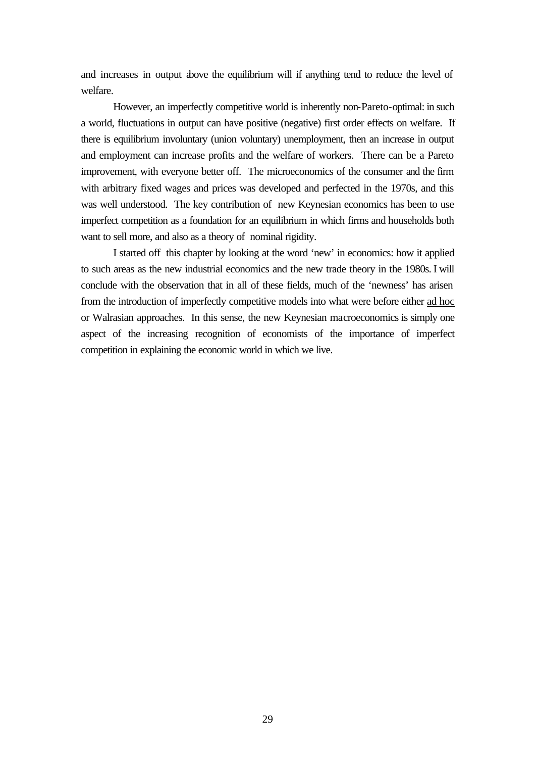and increases in output above the equilibrium will if anything tend to reduce the level of welfare.

However, an imperfectly competitive world is inherently non-Pareto-optimal: in such a world, fluctuations in output can have positive (negative) first order effects on welfare. If there is equilibrium involuntary (union voluntary) unemployment, then an increase in output and employment can increase profits and the welfare of workers. There can be a Pareto improvement, with everyone better off. The microeconomics of the consumer and the firm with arbitrary fixed wages and prices was developed and perfected in the 1970s, and this was well understood. The key contribution of new Keynesian economics has been to use imperfect competition as a foundation for an equilibrium in which firms and households both want to sell more, and also as a theory of nominal rigidity.

I started off this chapter by looking at the word 'new' in economics: how it applied to such areas as the new industrial economics and the new trade theory in the 1980s. I will conclude with the observation that in all of these fields, much of the 'newness' has arisen from the introduction of imperfectly competitive models into what were before either ad hoc or Walrasian approaches. In this sense, the new Keynesian macroeconomics is simply one aspect of the increasing recognition of economists of the importance of imperfect competition in explaining the economic world in which we live.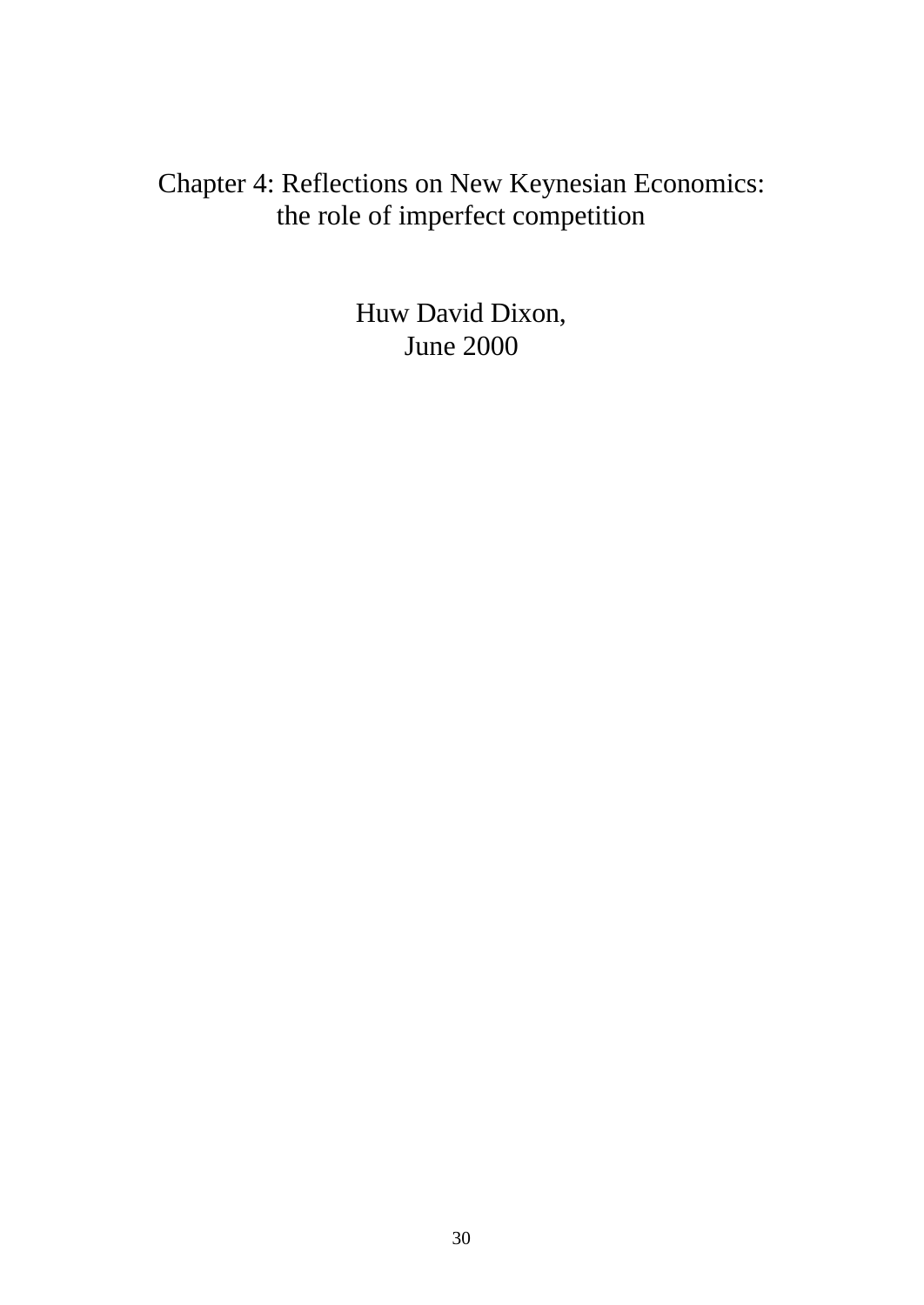# Chapter 4: Reflections on New Keynesian Economics: the role of imperfect competition

Huw David Dixon,
June 2000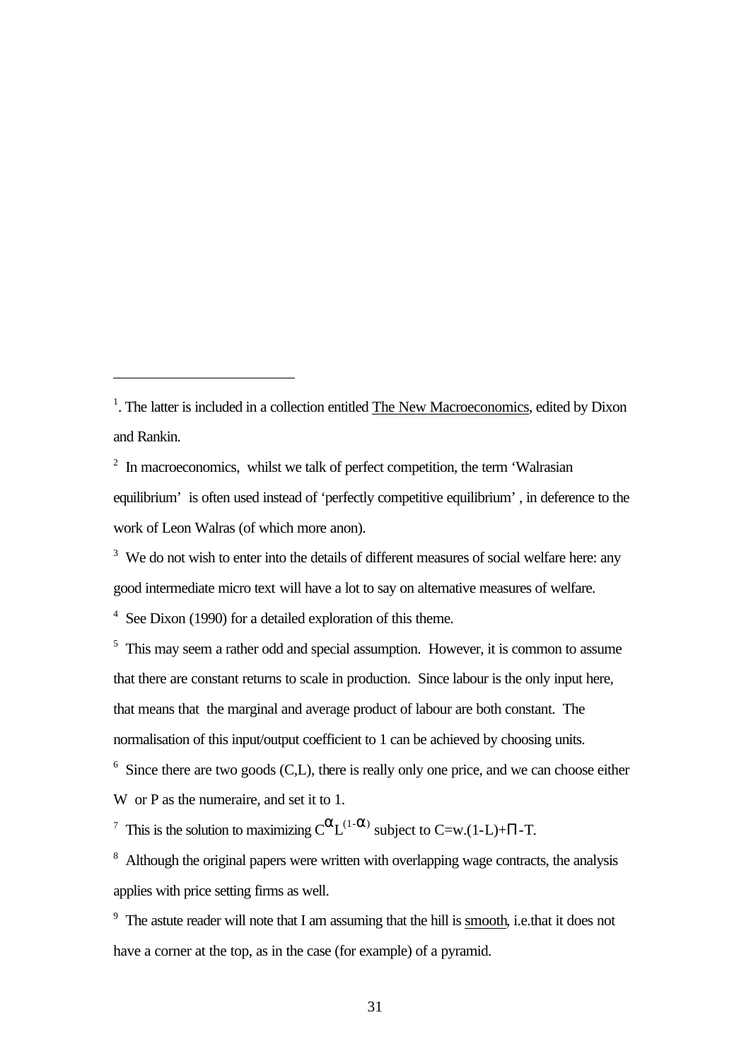[1]. The latter is included in a collection entitled The New Macroeconomics, edited by Dixon and Rankin.

[2] In macroeconomics, whilst we talk of perfect competition, the term 'Walrasian equilibrium' is often used instead of 'perfectly competitive equilibrium' , in deference to the work of Leon Walras (of which more anon).

[3] We do not wish to enter into the details of different measures of social welfare here: any good intermediate micro text will have a lot to say on alternative measures of welfare.

[4] See Dixon (1990) for a detailed exploration of this theme.

[5] This may seem a rather odd and special assumption. However, it is common to assume that there are constant returns to scale in production. Since labour is the only input here, that means that the marginal and average product of labour are both constant. The normalisation of this input/output coefficient to 1 can be achieved by choosing units.

[6] Since there are two goods (C,L), there is really only one price, and we can choose either W or P as the numeraire, and set it to 1.

[7] This is the solution to maximizing $C^{\alpha}L^{(1-\alpha)}$ subject to $C=w.(1-L)+\Pi-T$.

[8] Although the original papers were written with overlapping wage contracts, the analysis applies with price setting firms as well.

[9] The astute reader will note that I am assuming that the hill is smooth, i.e.that it does not have a corner at the top, as in the case (for example) of a pyramid.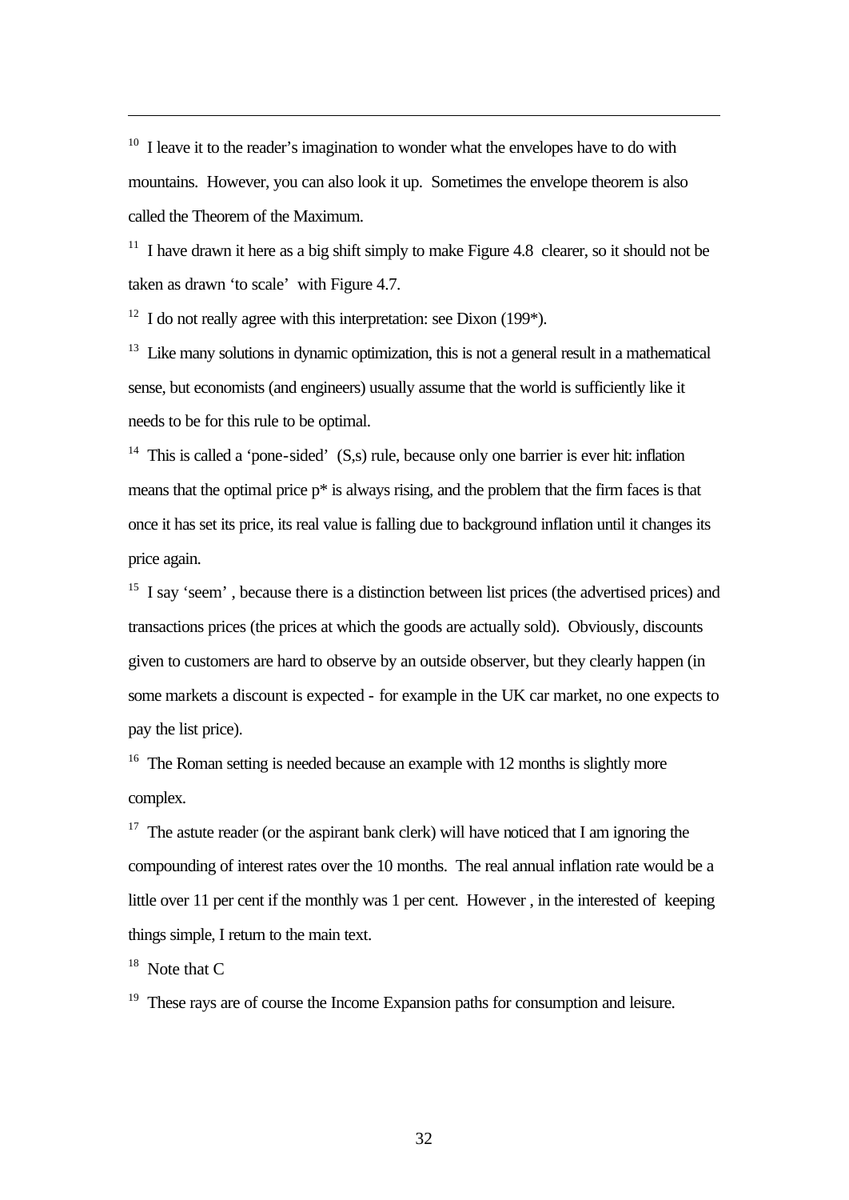[10] I leave it to the reader's imagination to wonder what the envelopes have to do with mountains. However, you can also look it up. Sometimes the envelope theorem is also called the Theorem of the Maximum.

[11] I have drawn it here as a big shift simply to make Figure 4.8 clearer, so it should not be taken as drawn 'to scale' with Figure 4.7.

[12] I do not really agree with this interpretation: see Dixon (199*).

[13] Like many solutions in dynamic optimization, this is not a general result in a mathematical sense, but economists (and engineers) usually assume that the world is sufficiently like it needs to be for this rule to be optimal.

[14] This is called a 'pone-sided' (S,s) rule, because only one barrier is ever hit: inflation means that the optimal price p* is always rising, and the problem that the firm faces is that once it has set its price, its real value is falling due to background inflation until it changes its price again.

[15] I say 'seem' , because there is a distinction between list prices (the advertised prices) and transactions prices (the prices at which the goods are actually sold). Obviously, discounts given to customers are hard to observe by an outside observer, but they clearly happen (in some markets a discount is expected - for example in the UK car market, no one expects to pay the list price).

[16] The Roman setting is needed because an example with 12 months is slightly more complex.

[17] The astute reader (or the aspirant bank clerk) will have noticed that I am ignoring the compounding of interest rates over the 10 months. The real annual inflation rate would be a little over 11 per cent if the monthly was 1 per cent. However , in the interested of keeping things simple, I return to the main text.

[18] Note that C

[19] These rays are of course the Income Expansion paths for consumption and leisure.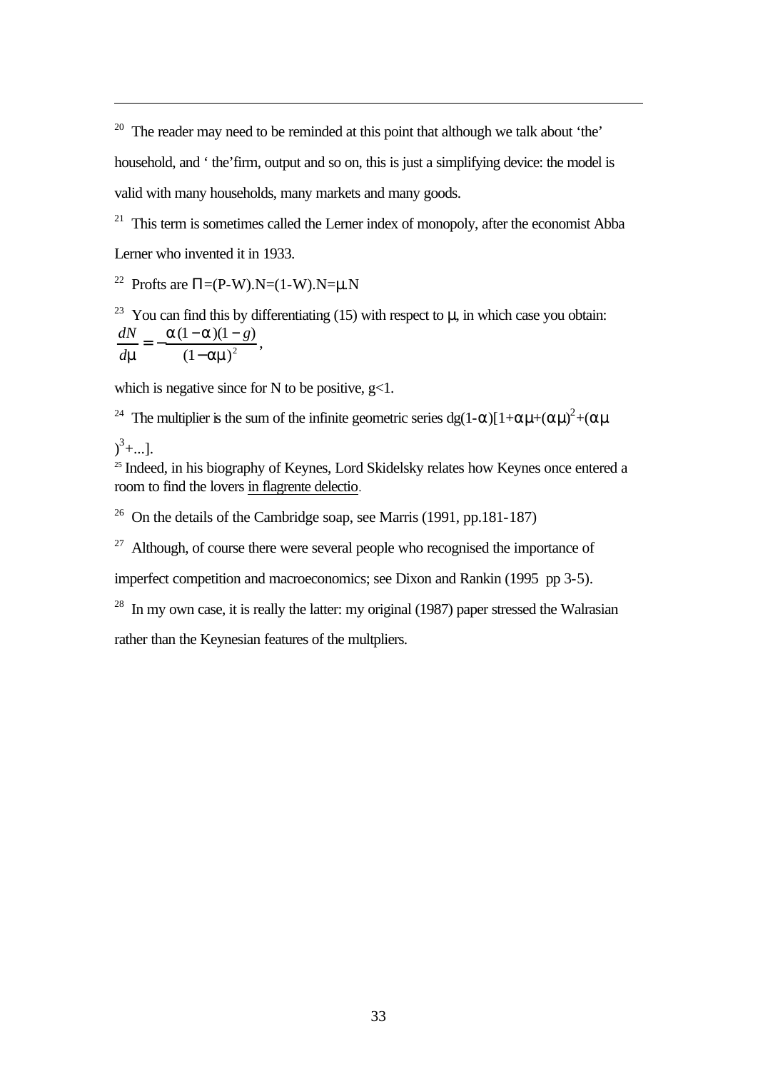[20] The reader may need to be reminded at this point that although we talk about 'the' household, and ' the'firm, output and so on, this is just a simplifying device: the model is valid with many households, many markets and many goods.

[21] This term is sometimes called the Lerner index of monopoly, after the economist Abba Lerner who invented it in 1933.

[22] Profts are $\Pi=(P-W).N=(1-W).N=\mu.N$

[23] You can find this by differentiating (15) with respect to $\mu$, in which case you obtain:

$$\frac{dN}{d\mu}=-\frac{\alpha(1-\alpha)(1-g)}{(1-\alpha\mu)^2},$$

which is negative since for N to be positive, $g<1$.

[24] The multiplier is the sum of the infinite geometric series $dg(1-\alpha)[1+\alpha\mu+(\alpha\mu)^2+(\alpha\mu)^3+...]$.

[25] Indeed, in his biography of Keynes, Lord Skidelsky relates how Keynes once entered a room to find the lovers in flagrente delectio.

[26] On the details of the Cambridge soap, see Marris (1991, pp.181-187)

[27] Although, of course there were several people who recognised the importance of imperfect competition and macroeconomics; see Dixon and Rankin (1995 pp 3-5).

[28] In my own case, it is really the latter: my original (1987) paper stressed the Walrasian rather than the Keynesian features of the multpliers.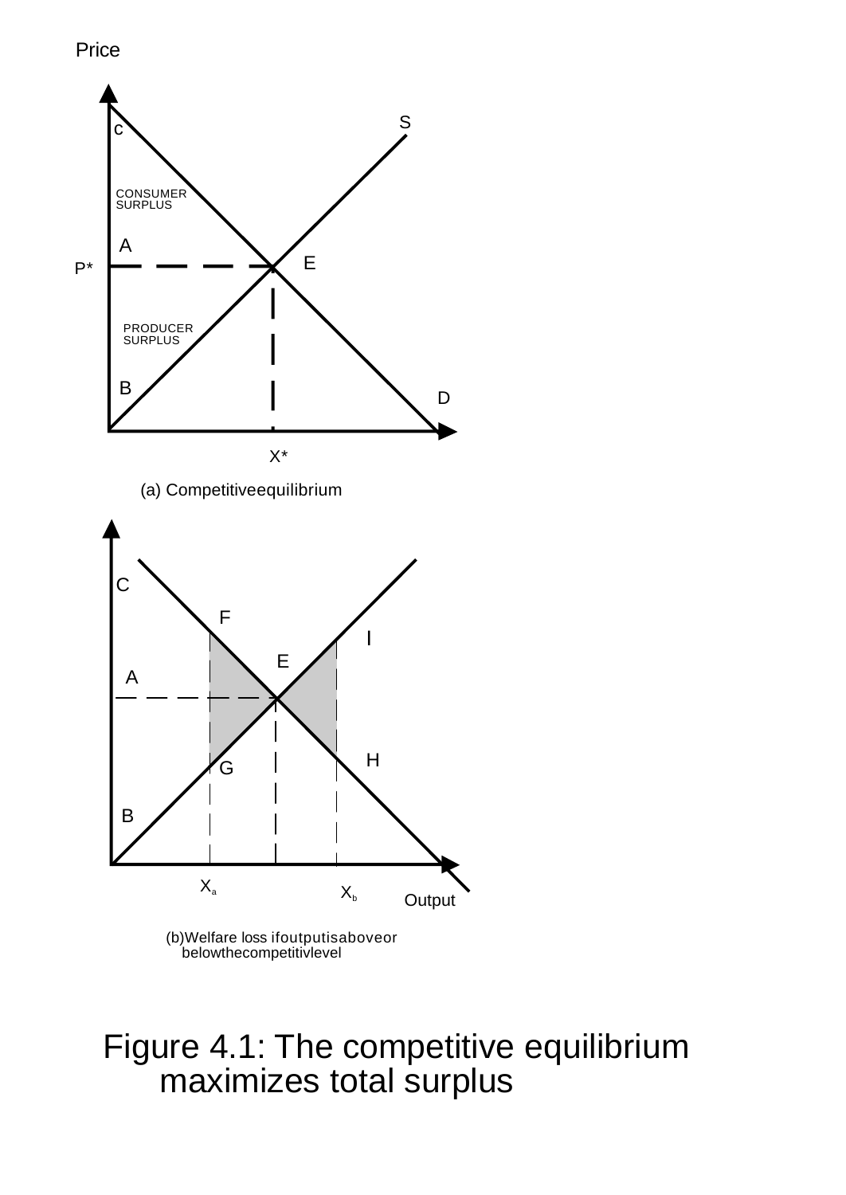Price

c

S

CONSUMER SURPLUS

A

E

P*

PRODUCER SURPLUS

B

D

X*

(a) Competitiveequilibrium

C

F

I

E

A

H

G

B

$X_a$

$X_b$

Output

(b)Welfare loss ifoutputisaboveor belowthecompetitivlevel

Figure 4.1: The competitive equilibrium maximizes total surplus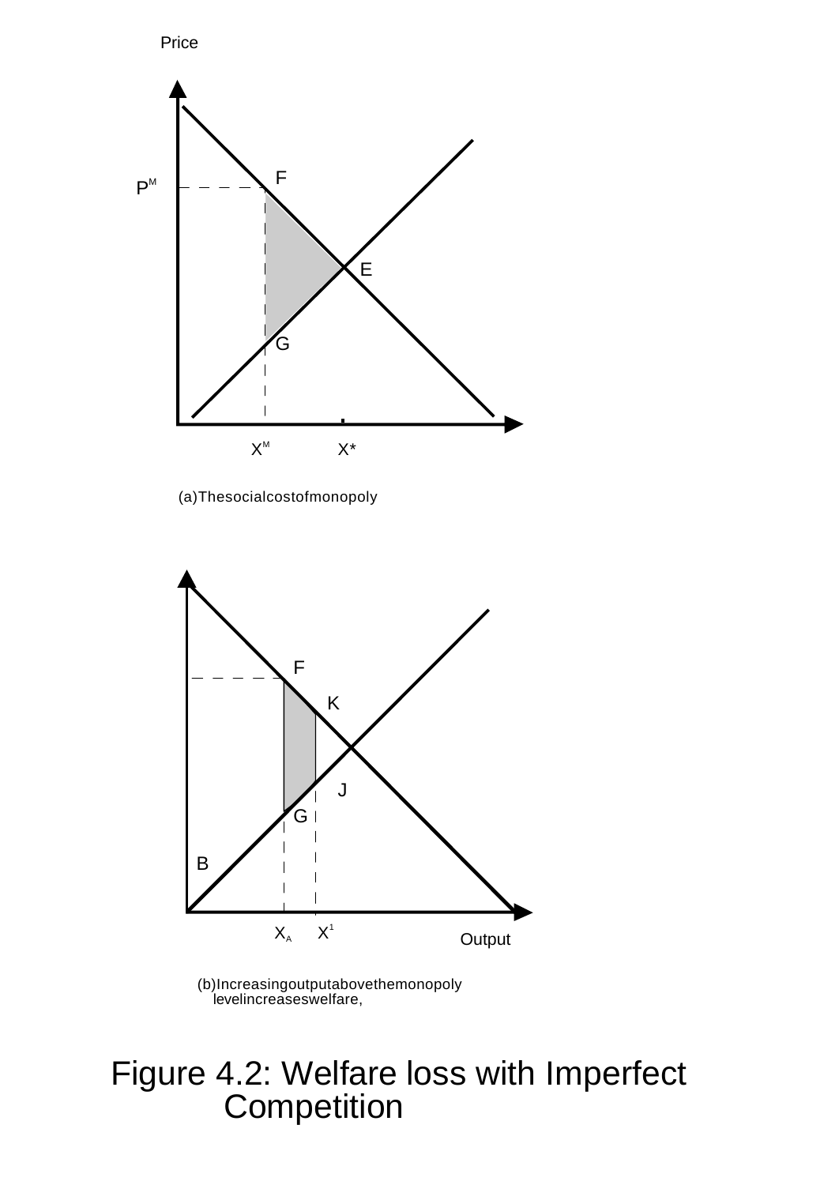(a) The social cost of monopoly

(b) Increasing output above the monopoly level increases welfare,

Figure 4.2: Welfare loss with Imperfect Competition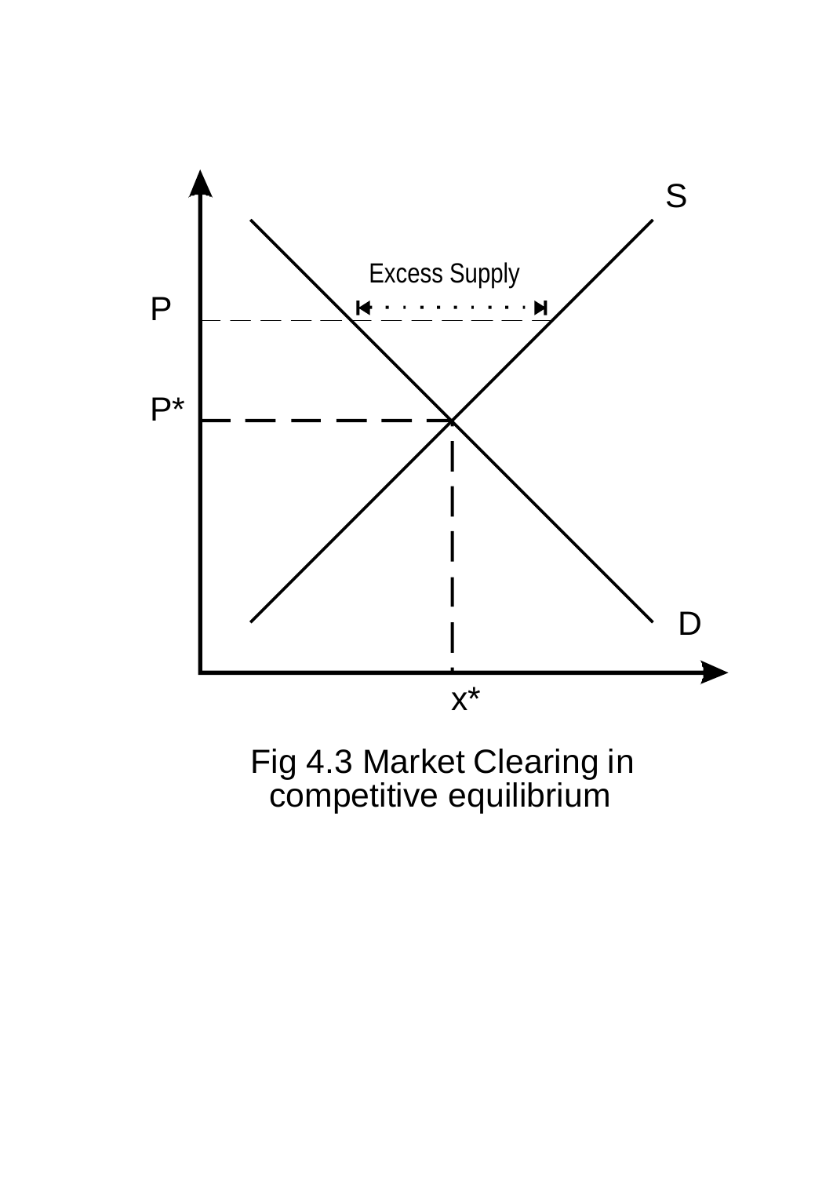Fig 4.3 Market Clearing in competitive equilibrium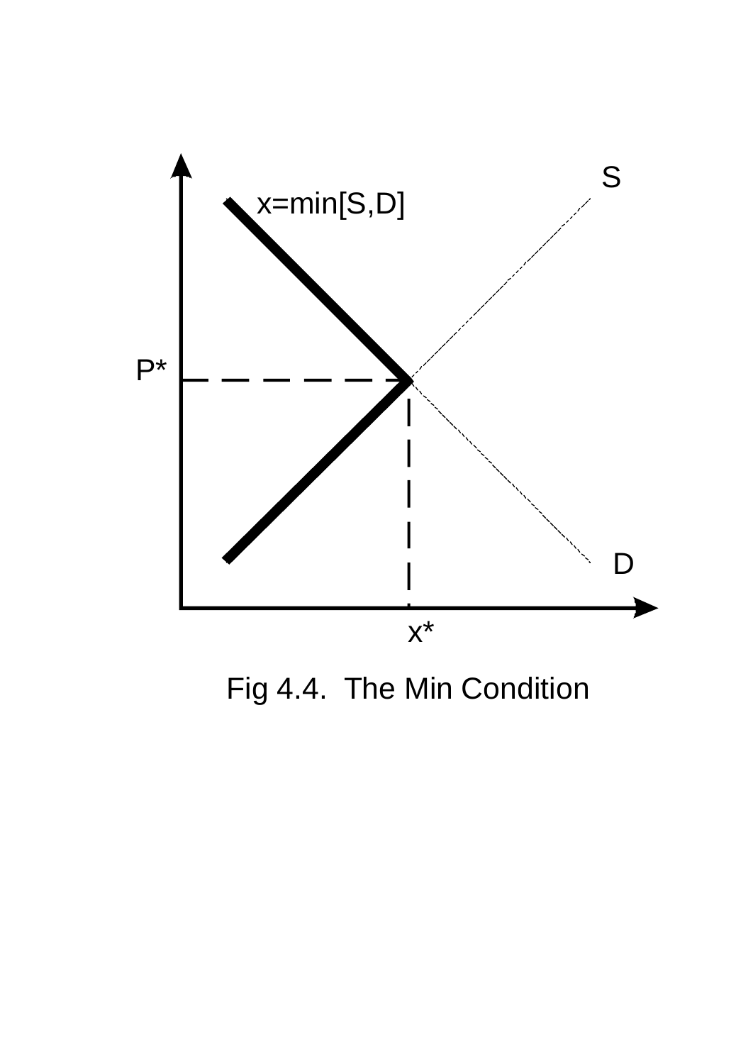Fig 4.4. The Min Condition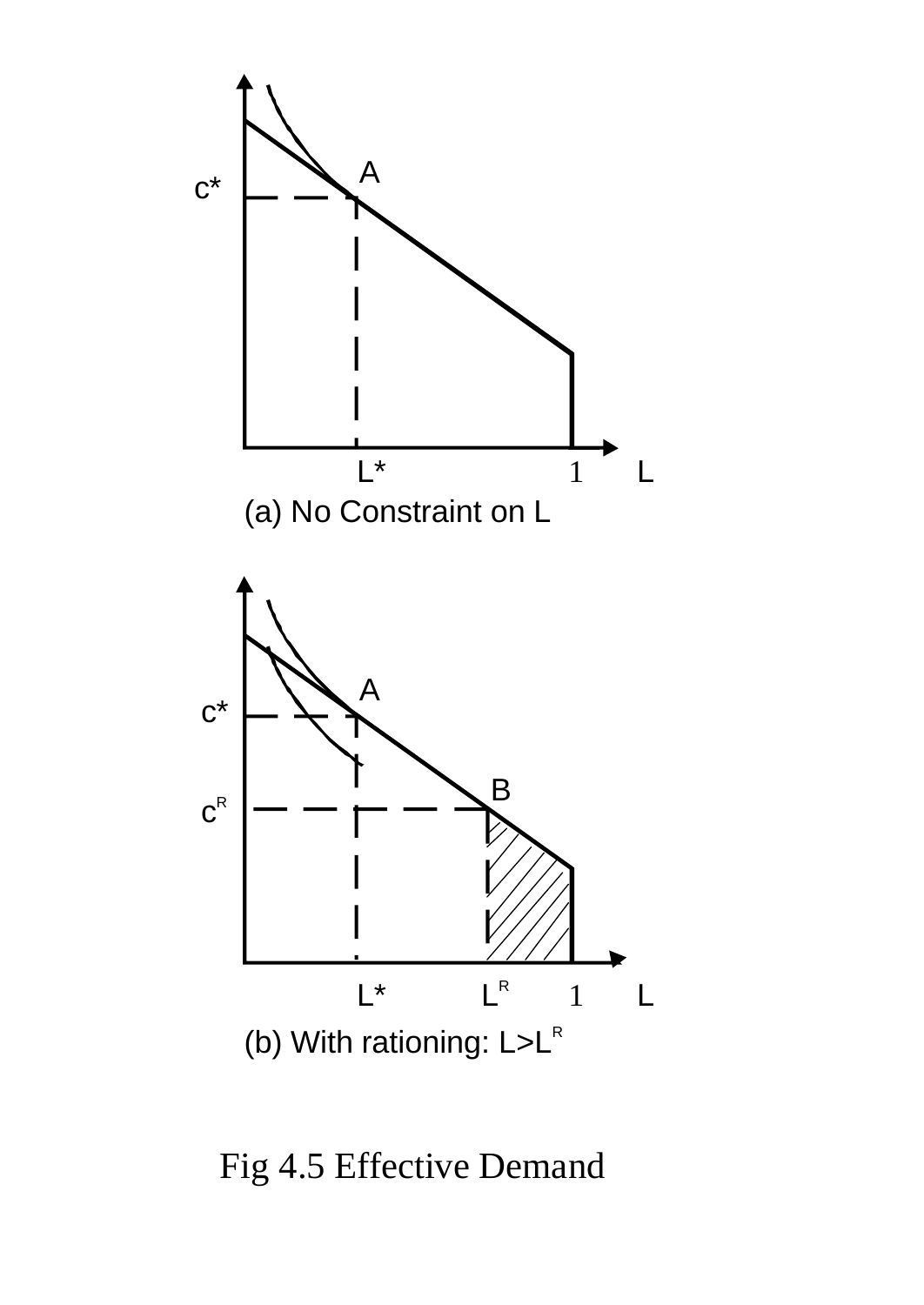$c^*$

A

$L^*$ $1$ $L$

(a) No Constraint on L

$c^*$

A

$c^R$

B

$L^*$ $L^R$ $1$ $L$

(b) With rationing: $L > L^R$

Fig 4.5 Effective Demand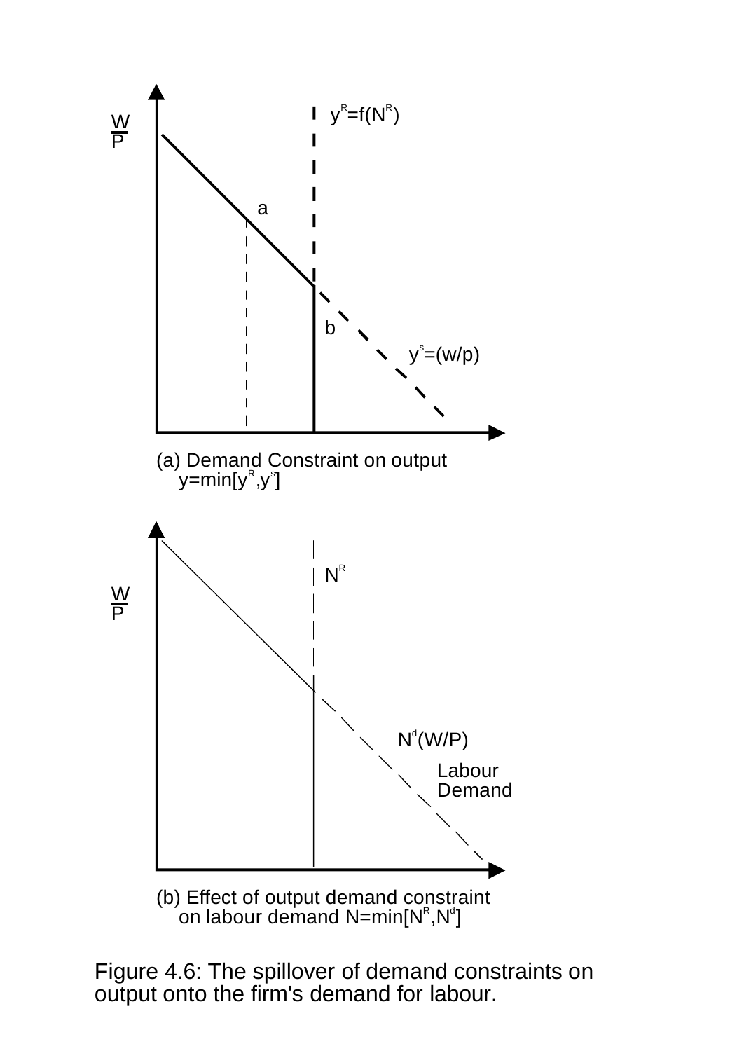$\frac{W}{P}$

$y^R = f(N^R)$

a

b

$y^s = (w/p)$

(a) Demand Constraint on output $y = \min[y^R, y^s]$

$\frac{W}{P}$

$N^R$

$N^d(W/P)$

Labour Demand

(b) Effect of output demand constraint on labour demand $N = \min[N^R, N^d]$

Figure 4.6: The spillover of demand constraints on output onto the firm's demand for labour.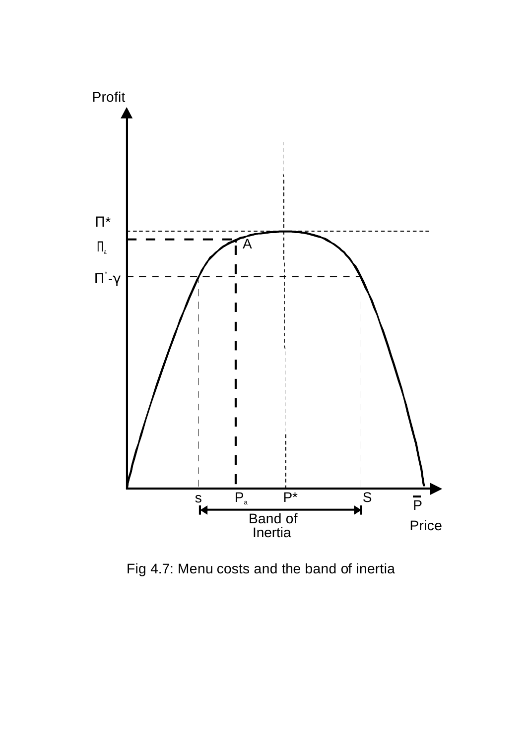Fig 4.7: Menu costs and the band of inertia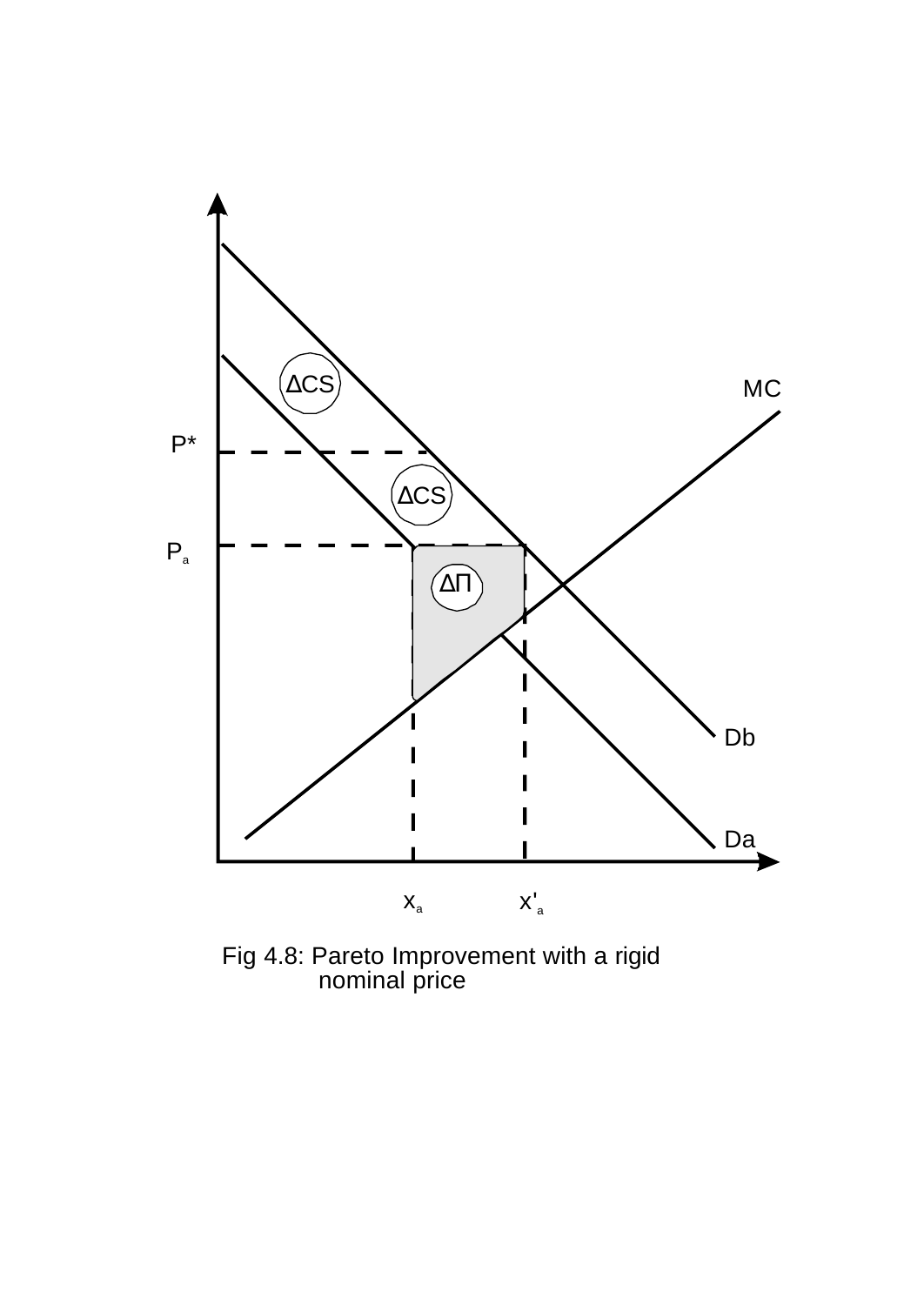Fig 4.8: Pareto Improvement with a rigid nominal price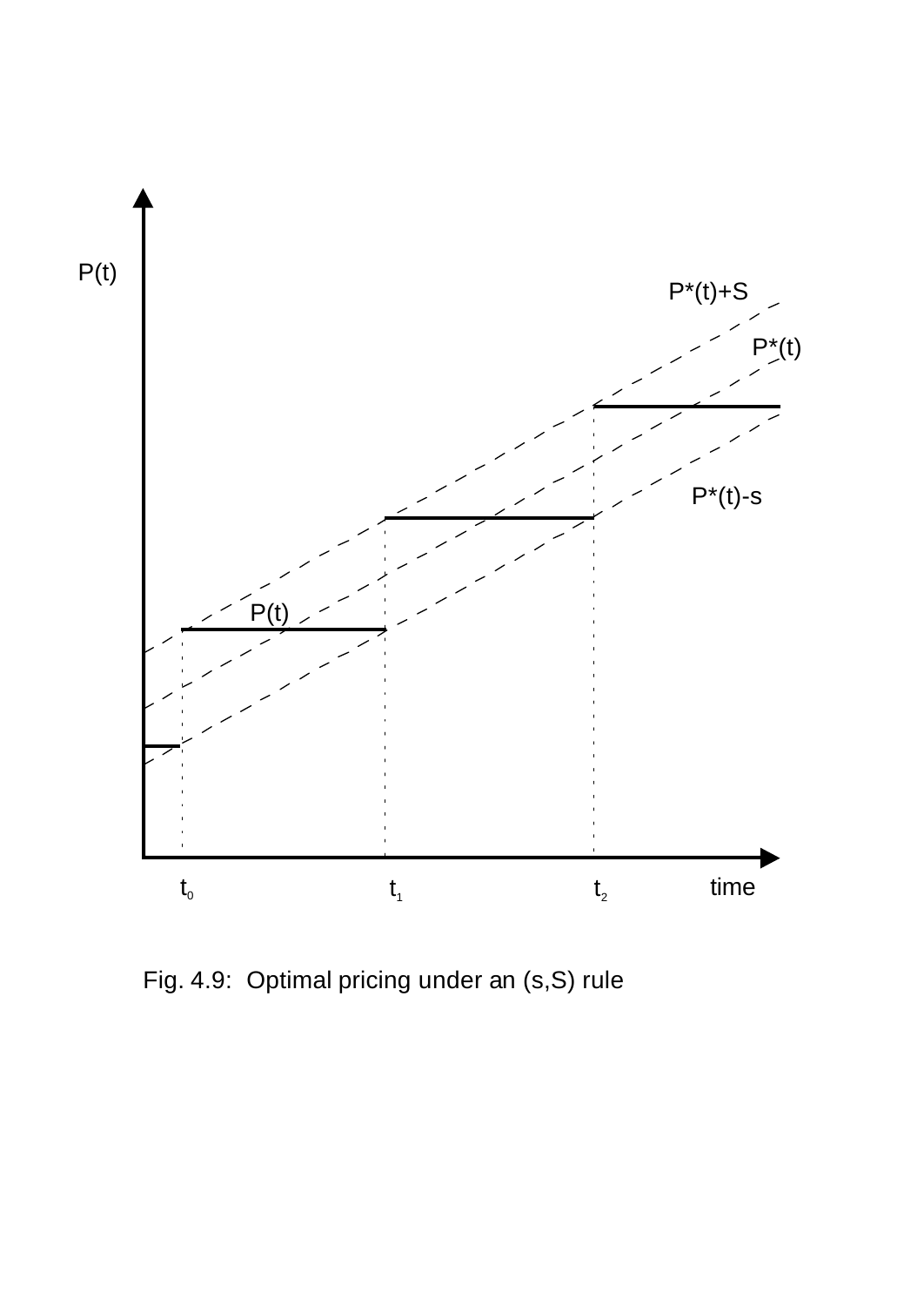Fig. 4.9: Optimal pricing under an (s,S) rule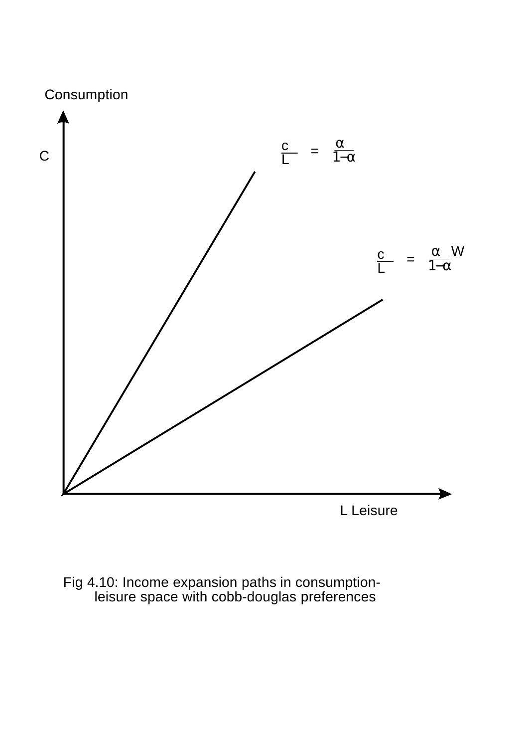Fig 4.10: Income expansion paths in consumption-leisure space with cobb-douglas preferences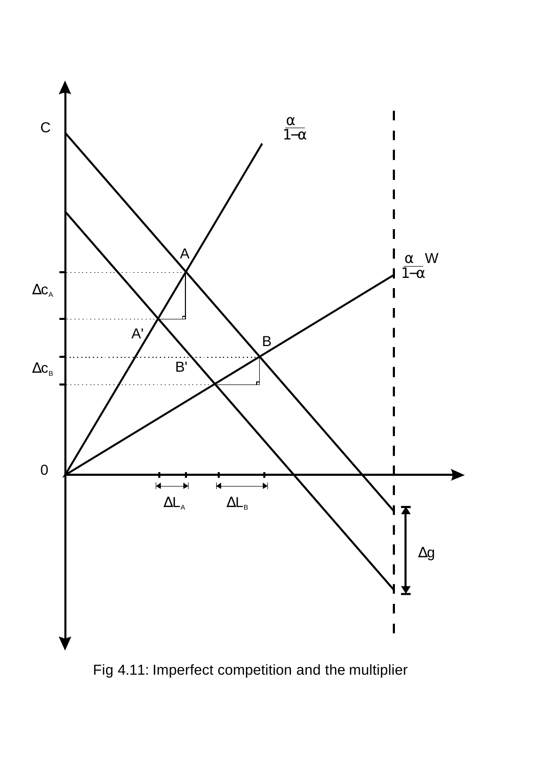Fig 4.11: Imperfect competition and the multiplier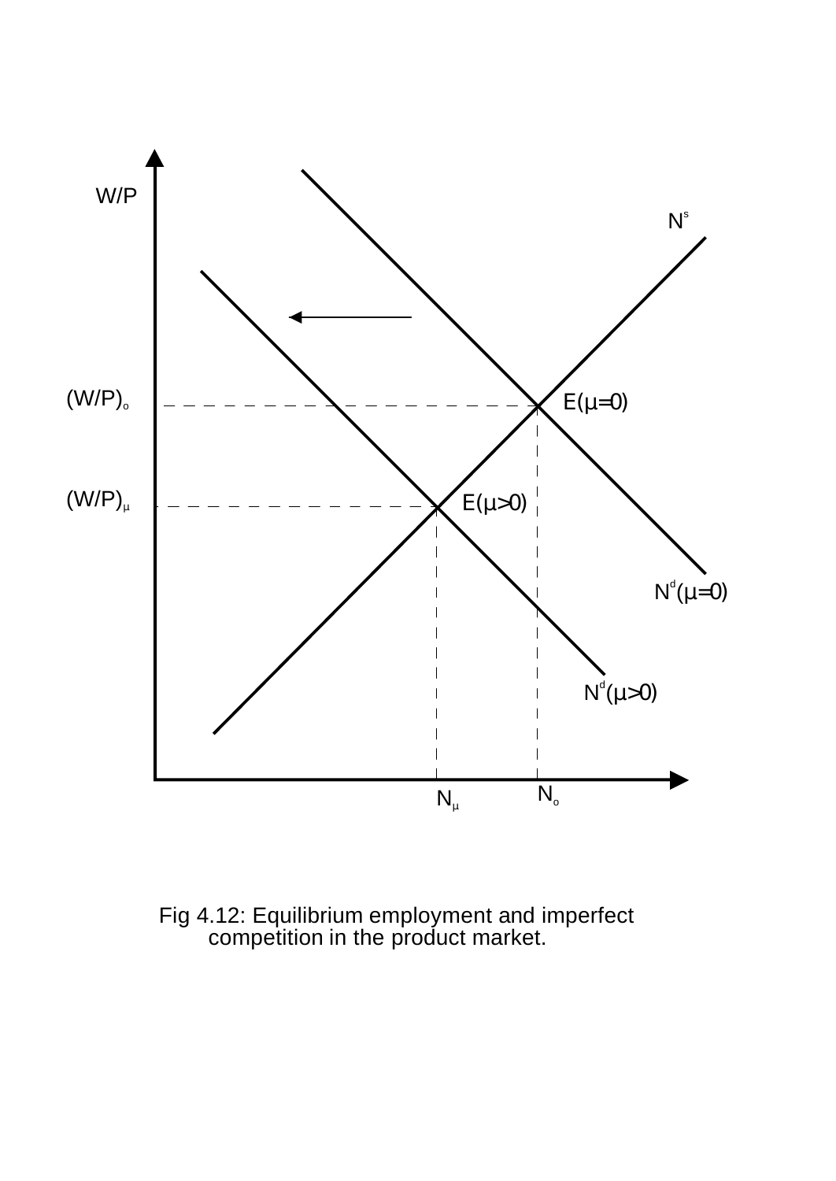W/P

$N^s$

$(W/P)_o$

$E(\mu=0)$

$(W/P)_\mu$

$E(\mu>0)$

$N^d(\mu=0)$

$N^d(\mu>0)$

$N_\mu$

$N_o$

Fig 4.12: Equilibrium employment and imperfect competition in the product market.